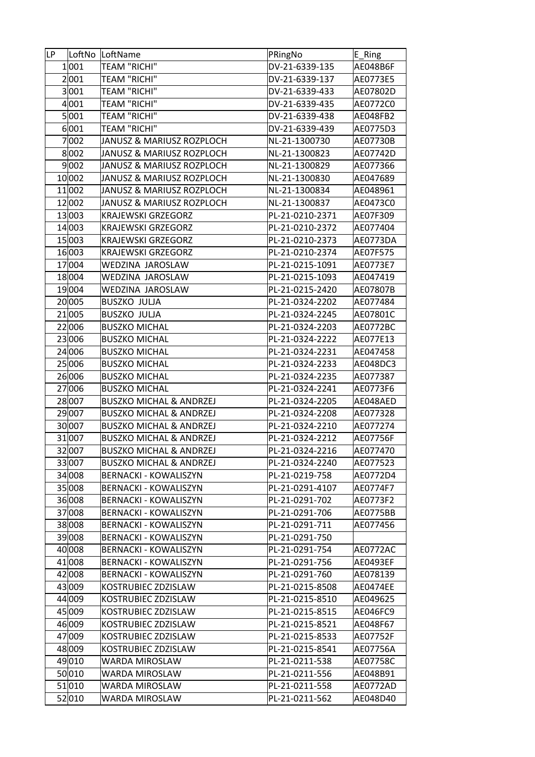| LP | LoftNo | LoftName | PRingNo | E_Ring |
|---|---|---|---|---|
| 1 | 001 | TEAM "RICHI" | DV-21-6339-135 | AE048B6F |
| 2 | 001 | TEAM "RICHI" | DV-21-6339-137 | AE0773E5 |
| 3 | 001 | TEAM "RICHI" | DV-21-6339-433 | AE07802D |
| 4 | 001 | TEAM "RICHI" | DV-21-6339-435 | AE0772C0 |
| 5 | 001 | TEAM "RICHI" | DV-21-6339-438 | AE048FB2 |
| 6 | 001 | TEAM "RICHI" | DV-21-6339-439 | AE0775D3 |
| 7 | 002 | JANUSZ & MARIUSZ ROZPLOCH | NL-21-1300730 | AE07730B |
| 8 | 002 | JANUSZ & MARIUSZ ROZPLOCH | NL-21-1300823 | AE07742D |
| 9 | 002 | JANUSZ & MARIUSZ ROZPLOCH | NL-21-1300829 | AE077366 |
| 10 | 002 | JANUSZ & MARIUSZ ROZPLOCH | NL-21-1300830 | AE047689 |
| 11 | 002 | JANUSZ & MARIUSZ ROZPLOCH | NL-21-1300834 | AE048961 |
| 12 | 002 | JANUSZ & MARIUSZ ROZPLOCH | NL-21-1300837 | AE0473C0 |
| 13 | 003 | KRAJEWSKI GRZEGORZ | PL-21-0210-2371 | AE07F309 |
| 14 | 003 | KRAJEWSKI GRZEGORZ | PL-21-0210-2372 | AE077404 |
| 15 | 003 | KRAJEWSKI GRZEGORZ | PL-21-0210-2373 | AE0773DA |
| 16 | 003 | KRAJEWSKI GRZEGORZ | PL-21-0210-2374 | AE07F575 |
| 17 | 004 | WEDZINA JAROSLAW | PL-21-0215-1091 | AE0773E7 |
| 18 | 004 | WEDZINA JAROSLAW | PL-21-0215-1093 | AE047419 |
| 19 | 004 | WEDZINA JAROSLAW | PL-21-0215-2420 | AE07807B |
| 20 | 005 | BUSZKO JULJA | PL-21-0324-2202 | AE077484 |
| 21 | 005 | BUSZKO JULJA | PL-21-0324-2245 | AE07801C |
| 22 | 006 | BUSZKO MICHAL | PL-21-0324-2203 | AE0772BC |
| 23 | 006 | BUSZKO MICHAL | PL-21-0324-2222 | AE077E13 |
| 24 | 006 | BUSZKO MICHAL | PL-21-0324-2231 | AE047458 |
| 25 | 006 | BUSZKO MICHAL | PL-21-0324-2233 | AE048DC3 |
| 26 | 006 | BUSZKO MICHAL | PL-21-0324-2235 | AE077387 |
| 27 | 006 | BUSZKO MICHAL | PL-21-0324-2241 | AE0773F6 |
| 28 | 007 | BUSZKO MICHAL & ANDRZEJ | PL-21-0324-2205 | AE048AED |
| 29 | 007 | BUSZKO MICHAL & ANDRZEJ | PL-21-0324-2208 | AE077328 |
| 30 | 007 | BUSZKO MICHAL & ANDRZEJ | PL-21-0324-2210 | AE077274 |
| 31 | 007 | BUSZKO MICHAL & ANDRZEJ | PL-21-0324-2212 | AE07756F |
| 32 | 007 | BUSZKO MICHAL & ANDRZEJ | PL-21-0324-2216 | AE077470 |
| 33 | 007 | BUSZKO MICHAL & ANDRZEJ | PL-21-0324-2240 | AE077523 |
| 34 | 008 | BERNACKI - KOWALISZYN | PL-21-0219-758 | AE0772D4 |
| 35 | 008 | BERNACKI - KOWALISZYN | PL-21-0291-4107 | AE0774F7 |
| 36 | 008 | BERNACKI - KOWALISZYN | PL-21-0291-702 | AE0773F2 |
| 37 | 008 | BERNACKI - KOWALISZYN | PL-21-0291-706 | AE0775BB |
| 38 | 008 | BERNACKI - KOWALISZYN | PL-21-0291-711 | AE077456 |
| 39 | 008 | BERNACKI - KOWALISZYN | PL-21-0291-750 | |
| 40 | 008 | BERNACKI - KOWALISZYN | PL-21-0291-754 | AE0772AC |
| 41 | 008 | BERNACKI - KOWALISZYN | PL-21-0291-756 | AE0493EF |
| 42 | 008 | BERNACKI - KOWALISZYN | PL-21-0291-760 | AE078139 |
| 43 | 009 | KOSTRUBIEC ZDZISLAW | PL-21-0215-8508 | AE0474EE |
| 44 | 009 | KOSTRUBIEC ZDZISLAW | PL-21-0215-8510 | AE049625 |
| 45 | 009 | KOSTRUBIEC ZDZISLAW | PL-21-0215-8515 | AE046FC9 |
| 46 | 009 | KOSTRUBIEC ZDZISLAW | PL-21-0215-8521 | AE048F67 |
| 47 | 009 | KOSTRUBIEC ZDZISLAW | PL-21-0215-8533 | AE07752F |
| 48 | 009 | KOSTRUBIEC ZDZISLAW | PL-21-0215-8541 | AE07756A |
| 49 | 010 | WARDA MIROSLAW | PL-21-0211-538 | AE07758C |
| 50 | 010 | WARDA MIROSLAW | PL-21-0211-556 | AE048B91 |
| 51 | 010 | WARDA MIROSLAW | PL-21-0211-558 | AE0772AD |
| 52 | 010 | WARDA MIROSLAW | PL-21-0211-562 | AE048D40 |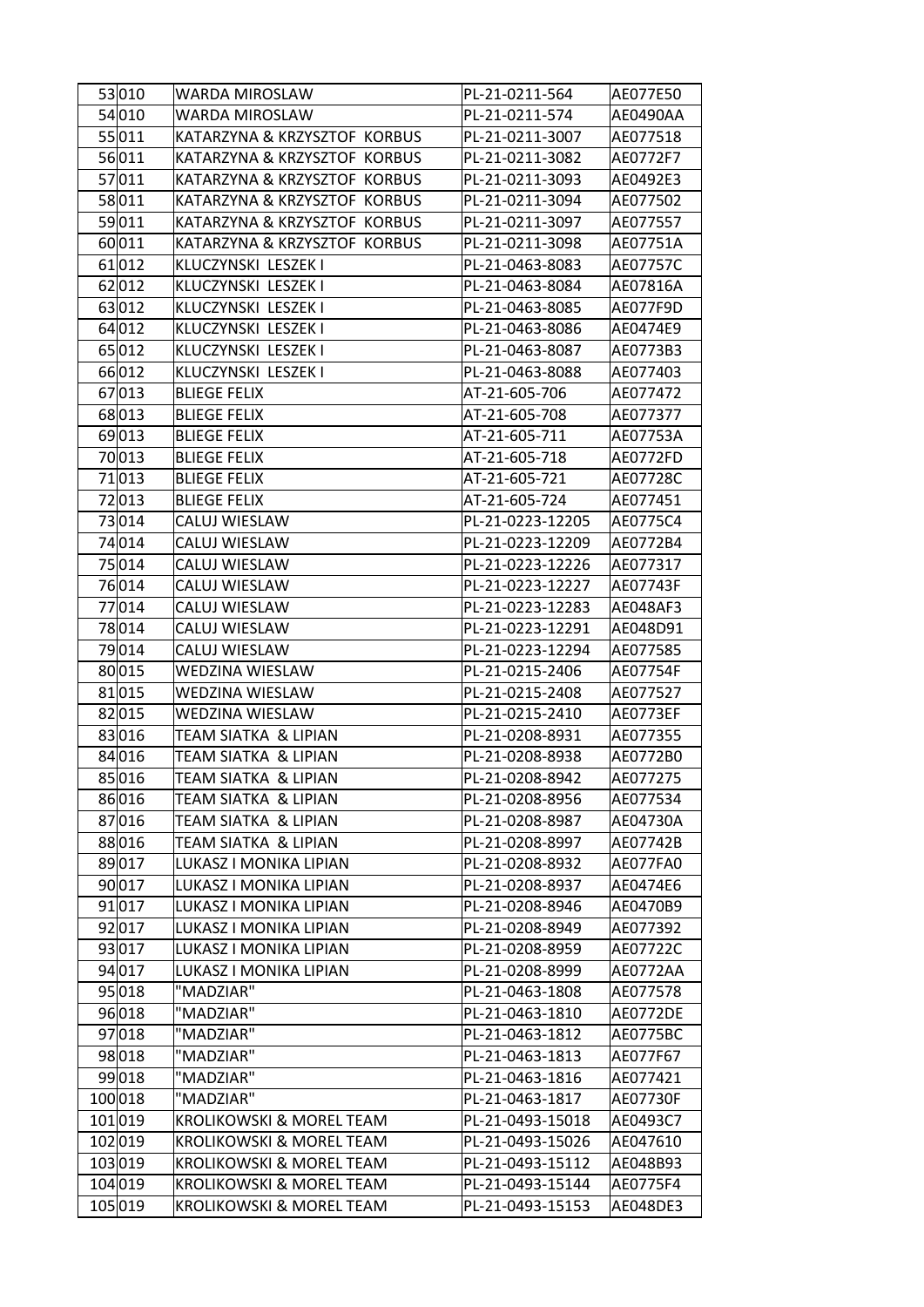| 53 | 010 | WARDA MIROSLAW | PL-21-0211-564 | AE077E50 |
|---|---|---|---|---|
| 54 | 010 | WARDA MIROSLAW | PL-21-0211-574 | AE0490AA |
| 55 | 011 | KATARZYNA & KRZYSZTOF KORBUS | PL-21-0211-3007 | AE077518 |
| 56 | 011 | KATARZYNA & KRZYSZTOF KORBUS | PL-21-0211-3082 | AE0772F7 |
| 57 | 011 | KATARZYNA & KRZYSZTOF KORBUS | PL-21-0211-3093 | AE0492E3 |
| 58 | 011 | KATARZYNA & KRZYSZTOF KORBUS | PL-21-0211-3094 | AE077502 |
| 59 | 011 | KATARZYNA & KRZYSZTOF KORBUS | PL-21-0211-3097 | AE077557 |
| 60 | 011 | KATARZYNA & KRZYSZTOF KORBUS | PL-21-0211-3098 | AE07751A |
| 61 | 012 | KLUCZYNSKI LESZEK I | PL-21-0463-8083 | AE07757C |
| 62 | 012 | KLUCZYNSKI LESZEK I | PL-21-0463-8084 | AE07816A |
| 63 | 012 | KLUCZYNSKI LESZEK I | PL-21-0463-8085 | AE077F9D |
| 64 | 012 | KLUCZYNSKI LESZEK I | PL-21-0463-8086 | AE0474E9 |
| 65 | 012 | KLUCZYNSKI LESZEK I | PL-21-0463-8087 | AE0773B3 |
| 66 | 012 | KLUCZYNSKI LESZEK I | PL-21-0463-8088 | AE077403 |
| 67 | 013 | BLIEGE FELIX | AT-21-605-706 | AE077472 |
| 68 | 013 | BLIEGE FELIX | AT-21-605-708 | AE077377 |
| 69 | 013 | BLIEGE FELIX | AT-21-605-711 | AE07753A |
| 70 | 013 | BLIEGE FELIX | AT-21-605-718 | AE0772FD |
| 71 | 013 | BLIEGE FELIX | AT-21-605-721 | AE07728C |
| 72 | 013 | BLIEGE FELIX | AT-21-605-724 | AE077451 |
| 73 | 014 | CALUJ WIESLAW | PL-21-0223-12205 | AE0775C4 |
| 74 | 014 | CALUJ WIESLAW | PL-21-0223-12209 | AE0772B4 |
| 75 | 014 | CALUJ WIESLAW | PL-21-0223-12226 | AE077317 |
| 76 | 014 | CALUJ WIESLAW | PL-21-0223-12227 | AE07743F |
| 77 | 014 | CALUJ WIESLAW | PL-21-0223-12283 | AE048AF3 |
| 78 | 014 | CALUJ WIESLAW | PL-21-0223-12291 | AE048D91 |
| 79 | 014 | CALUJ WIESLAW | PL-21-0223-12294 | AE077585 |
| 80 | 015 | WEDZINA WIESLAW | PL-21-0215-2406 | AE07754F |
| 81 | 015 | WEDZINA WIESLAW | PL-21-0215-2408 | AE077527 |
| 82 | 015 | WEDZINA WIESLAW | PL-21-0215-2410 | AE0773EF |
| 83 | 016 | TEAM SIATKA & LIPIAN | PL-21-0208-8931 | AE077355 |
| 84 | 016 | TEAM SIATKA & LIPIAN | PL-21-0208-8938 | AE0772B0 |
| 85 | 016 | TEAM SIATKA & LIPIAN | PL-21-0208-8942 | AE077275 |
| 86 | 016 | TEAM SIATKA & LIPIAN | PL-21-0208-8956 | AE077534 |
| 87 | 016 | TEAM SIATKA & LIPIAN | PL-21-0208-8987 | AE04730A |
| 88 | 016 | TEAM SIATKA & LIPIAN | PL-21-0208-8997 | AE07742B |
| 89 | 017 | LUKASZ I MONIKA LIPIAN | PL-21-0208-8932 | AE077FA0 |
| 90 | 017 | LUKASZ I MONIKA LIPIAN | PL-21-0208-8937 | AE0474E6 |
| 91 | 017 | LUKASZ I MONIKA LIPIAN | PL-21-0208-8946 | AE0470B9 |
| 92 | 017 | LUKASZ I MONIKA LIPIAN | PL-21-0208-8949 | AE077392 |
| 93 | 017 | LUKASZ I MONIKA LIPIAN | PL-21-0208-8959 | AE07722C |
| 94 | 017 | LUKASZ I MONIKA LIPIAN | PL-21-0208-8999 | AE0772AA |
| 95 | 018 | "MADZIAR" | PL-21-0463-1808 | AE077578 |
| 96 | 018 | "MADZIAR" | PL-21-0463-1810 | AE0772DE |
| 97 | 018 | "MADZIAR" | PL-21-0463-1812 | AE0775BC |
| 98 | 018 | "MADZIAR" | PL-21-0463-1813 | AE077F67 |
| 99 | 018 | "MADZIAR" | PL-21-0463-1816 | AE077421 |
| 100 | 018 | "MADZIAR" | PL-21-0463-1817 | AE07730F |
| 101 | 019 | KROLIKOWSKI & MOREL TEAM | PL-21-0493-15018 | AE0493C7 |
| 102 | 019 | KROLIKOWSKI & MOREL TEAM | PL-21-0493-15026 | AE047610 |
| 103 | 019 | KROLIKOWSKI & MOREL TEAM | PL-21-0493-15112 | AE048B93 |
| 104 | 019 | KROLIKOWSKI & MOREL TEAM | PL-21-0493-15144 | AE0775F4 |
| 105 | 019 | KROLIKOWSKI & MOREL TEAM | PL-21-0493-15153 | AE048DE3 |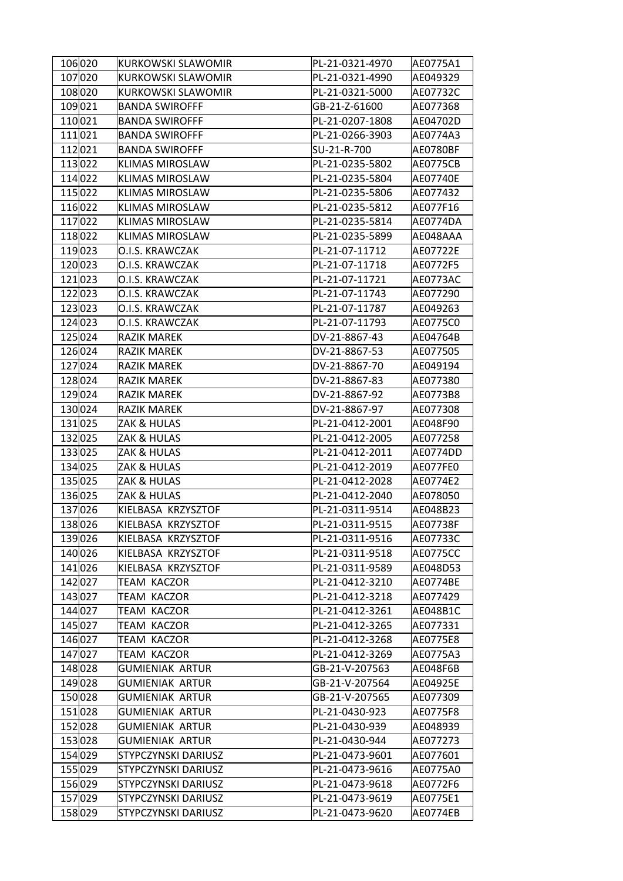| | | | | |
|---|---|---|---|---|
| 106 | 020 | KURKOWSKI SLAWOMIR | PL-21-0321-4970 | AE0775A1 |
| 107 | 020 | KURKOWSKI SLAWOMIR | PL-21-0321-4990 | AE049329 |
| 108 | 020 | KURKOWSKI SLAWOMIR | PL-21-0321-5000 | AE07732C |
| 109 | 021 | BANDA SWIROFFF | GB-21-Z-61600 | AE077368 |
| 110 | 021 | BANDA SWIROFFF | PL-21-0207-1808 | AE04702D |
| 111 | 021 | BANDA SWIROFFF | PL-21-0266-3903 | AE0774A3 |
| 112 | 021 | BANDA SWIROFFF | SU-21-R-700 | AE0780BF |
| 113 | 022 | KLIMAS MIROSLAW | PL-21-0235-5802 | AE0775CB |
| 114 | 022 | KLIMAS MIROSLAW | PL-21-0235-5804 | AE07740E |
| 115 | 022 | KLIMAS MIROSLAW | PL-21-0235-5806 | AE077432 |
| 116 | 022 | KLIMAS MIROSLAW | PL-21-0235-5812 | AE077F16 |
| 117 | 022 | KLIMAS MIROSLAW | PL-21-0235-5814 | AE0774DA |
| 118 | 022 | KLIMAS MIROSLAW | PL-21-0235-5899 | AE048AAA |
| 119 | 023 | O.I.S. KRAWCZAK | PL-21-07-11712 | AE07722E |
| 120 | 023 | O.I.S. KRAWCZAK | PL-21-07-11718 | AE0772F5 |
| 121 | 023 | O.I.S. KRAWCZAK | PL-21-07-11721 | AE0773AC |
| 122 | 023 | O.I.S. KRAWCZAK | PL-21-07-11743 | AE077290 |
| 123 | 023 | O.I.S. KRAWCZAK | PL-21-07-11787 | AE049263 |
| 124 | 023 | O.I.S. KRAWCZAK | PL-21-07-11793 | AE0775C0 |
| 125 | 024 | RAZIK MAREK | DV-21-8867-43 | AE04764B |
| 126 | 024 | RAZIK MAREK | DV-21-8867-53 | AE077505 |
| 127 | 024 | RAZIK MAREK | DV-21-8867-70 | AE049194 |
| 128 | 024 | RAZIK MAREK | DV-21-8867-83 | AE077380 |
| 129 | 024 | RAZIK MAREK | DV-21-8867-92 | AE0773B8 |
| 130 | 024 | RAZIK MAREK | DV-21-8867-97 | AE077308 |
| 131 | 025 | ZAK & HULAS | PL-21-0412-2001 | AE048F90 |
| 132 | 025 | ZAK & HULAS | PL-21-0412-2005 | AE077258 |
| 133 | 025 | ZAK & HULAS | PL-21-0412-2011 | AE0774DD |
| 134 | 025 | ZAK & HULAS | PL-21-0412-2019 | AE077FE0 |
| 135 | 025 | ZAK & HULAS | PL-21-0412-2028 | AE0774E2 |
| 136 | 025 | ZAK & HULAS | PL-21-0412-2040 | AE078050 |
| 137 | 026 | KIELBASA KRZYSZTOF | PL-21-0311-9514 | AE048B23 |
| 138 | 026 | KIELBASA KRZYSZTOF | PL-21-0311-9515 | AE07738F |
| 139 | 026 | KIELBASA KRZYSZTOF | PL-21-0311-9516 | AE07733C |
| 140 | 026 | KIELBASA KRZYSZTOF | PL-21-0311-9518 | AE0775CC |
| 141 | 026 | KIELBASA KRZYSZTOF | PL-21-0311-9589 | AE048D53 |
| 142 | 027 | TEAM KACZOR | PL-21-0412-3210 | AE0774BE |
| 143 | 027 | TEAM KACZOR | PL-21-0412-3218 | AE077429 |
| 144 | 027 | TEAM KACZOR | PL-21-0412-3261 | AE048B1C |
| 145 | 027 | TEAM KACZOR | PL-21-0412-3265 | AE077331 |
| 146 | 027 | TEAM KACZOR | PL-21-0412-3268 | AE0775E8 |
| 147 | 027 | TEAM KACZOR | PL-21-0412-3269 | AE0775A3 |
| 148 | 028 | GUMIENIAK ARTUR | GB-21-V-207563 | AE048F6B |
| 149 | 028 | GUMIENIAK ARTUR | GB-21-V-207564 | AE04925E |
| 150 | 028 | GUMIENIAK ARTUR | GB-21-V-207565 | AE077309 |
| 151 | 028 | GUMIENIAK ARTUR | PL-21-0430-923 | AE0775F8 |
| 152 | 028 | GUMIENIAK ARTUR | PL-21-0430-939 | AE048939 |
| 153 | 028 | GUMIENIAK ARTUR | PL-21-0430-944 | AE077273 |
| 154 | 029 | STYPCZYNSKI DARIUSZ | PL-21-0473-9601 | AE077601 |
| 155 | 029 | STYPCZYNSKI DARIUSZ | PL-21-0473-9616 | AE0775A0 |
| 156 | 029 | STYPCZYNSKI DARIUSZ | PL-21-0473-9618 | AE0772F6 |
| 157 | 029 | STYPCZYNSKI DARIUSZ | PL-21-0473-9619 | AE0775E1 |
| 158 | 029 | STYPCZYNSKI DARIUSZ | PL-21-0473-9620 | AE0774EB |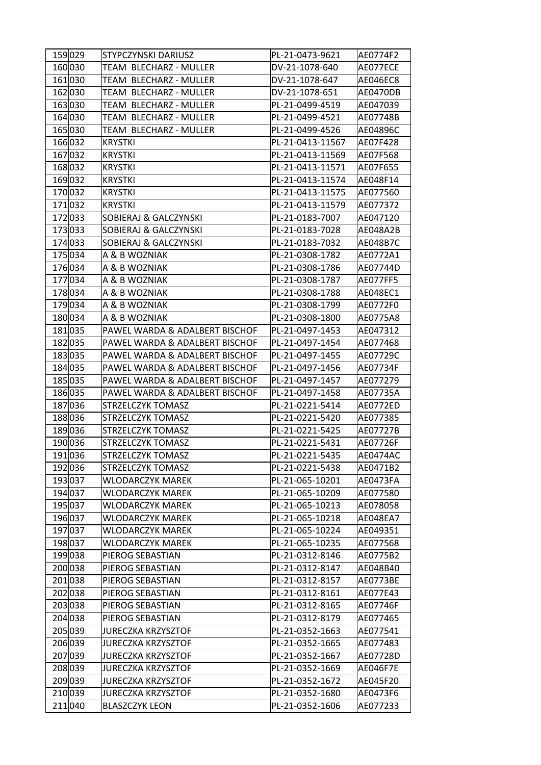| | | | | |
|---|---|---|---|---|
| 159 | 029 | STYPCZYNSKI DARIUSZ | PL-21-0473-9621 | AE0774F2 |
| 160 | 030 | TEAM BLECHARZ - MULLER | DV-21-1078-640 | AE077ECE |
| 161 | 030 | TEAM BLECHARZ - MULLER | DV-21-1078-647 | AE046EC8 |
| 162 | 030 | TEAM BLECHARZ - MULLER | DV-21-1078-651 | AE0470DB |
| 163 | 030 | TEAM BLECHARZ - MULLER | PL-21-0499-4519 | AE047039 |
| 164 | 030 | TEAM BLECHARZ - MULLER | PL-21-0499-4521 | AE07748B |
| 165 | 030 | TEAM BLECHARZ - MULLER | PL-21-0499-4526 | AE04896C |
| 166 | 032 | KRYSTKI | PL-21-0413-11567 | AE07F428 |
| 167 | 032 | KRYSTKI | PL-21-0413-11569 | AE07F568 |
| 168 | 032 | KRYSTKI | PL-21-0413-11571 | AE07F655 |
| 169 | 032 | KRYSTKI | PL-21-0413-11574 | AE048F14 |
| 170 | 032 | KRYSTKI | PL-21-0413-11575 | AE077560 |
| 171 | 032 | KRYSTKI | PL-21-0413-11579 | AE077372 |
| 172 | 033 | SOBIERAJ & GALCZYNSKI | PL-21-0183-7007 | AE047120 |
| 173 | 033 | SOBIERAJ & GALCZYNSKI | PL-21-0183-7028 | AE048A2B |
| 174 | 033 | SOBIERAJ & GALCZYNSKI | PL-21-0183-7032 | AE048B7C |
| 175 | 034 | A & B WOZNIAK | PL-21-0308-1782 | AE0772A1 |
| 176 | 034 | A & B WOZNIAK | PL-21-0308-1786 | AE07744D |
| 177 | 034 | A & B WOZNIAK | PL-21-0308-1787 | AE077FF5 |
| 178 | 034 | A & B WOZNIAK | PL-21-0308-1788 | AE048EC1 |
| 179 | 034 | A & B WOZNIAK | PL-21-0308-1799 | AE0772F0 |
| 180 | 034 | A & B WOZNIAK | PL-21-0308-1800 | AE0775A8 |
| 181 | 035 | PAWEL WARDA & ADALBERT BISCHOF | PL-21-0497-1453 | AE047312 |
| 182 | 035 | PAWEL WARDA & ADALBERT BISCHOF | PL-21-0497-1454 | AE077468 |
| 183 | 035 | PAWEL WARDA & ADALBERT BISCHOF | PL-21-0497-1455 | AE07729C |
| 184 | 035 | PAWEL WARDA & ADALBERT BISCHOF | PL-21-0497-1456 | AE07734F |
| 185 | 035 | PAWEL WARDA & ADALBERT BISCHOF | PL-21-0497-1457 | AE077279 |
| 186 | 035 | PAWEL WARDA & ADALBERT BISCHOF | PL-21-0497-1458 | AE07735A |
| 187 | 036 | STRZELCZYK TOMASZ | PL-21-0221-5414 | AE0772ED |
| 188 | 036 | STRZELCZYK TOMASZ | PL-21-0221-5420 | AE077385 |
| 189 | 036 | STRZELCZYK TOMASZ | PL-21-0221-5425 | AE07727B |
| 190 | 036 | STRZELCZYK TOMASZ | PL-21-0221-5431 | AE07726F |
| 191 | 036 | STRZELCZYK TOMASZ | PL-21-0221-5435 | AE0474AC |
| 192 | 036 | STRZELCZYK TOMASZ | PL-21-0221-5438 | AE0471B2 |
| 193 | 037 | WLODARCZYK MAREK | PL-21-065-10201 | AE0473FA |
| 194 | 037 | WLODARCZYK MAREK | PL-21-065-10209 | AE077580 |
| 195 | 037 | WLODARCZYK MAREK | PL-21-065-10213 | AE078058 |
| 196 | 037 | WLODARCZYK MAREK | PL-21-065-10218 | AE048EA7 |
| 197 | 037 | WLODARCZYK MAREK | PL-21-065-10224 | AE049351 |
| 198 | 037 | WLODARCZYK MAREK | PL-21-065-10235 | AE077568 |
| 199 | 038 | PIEROG SEBASTIAN | PL-21-0312-8146 | AE0775B2 |
| 200 | 038 | PIEROG SEBASTIAN | PL-21-0312-8147 | AE048B40 |
| 201 | 038 | PIEROG SEBASTIAN | PL-21-0312-8157 | AE0773BE |
| 202 | 038 | PIEROG SEBASTIAN | PL-21-0312-8161 | AE077E43 |
| 203 | 038 | PIEROG SEBASTIAN | PL-21-0312-8165 | AE07746F |
| 204 | 038 | PIEROG SEBASTIAN | PL-21-0312-8179 | AE077465 |
| 205 | 039 | JURECZKA KRZYSZTOF | PL-21-0352-1663 | AE077541 |
| 206 | 039 | JURECZKA KRZYSZTOF | PL-21-0352-1665 | AE077483 |
| 207 | 039 | JURECZKA KRZYSZTOF | PL-21-0352-1667 | AE07728D |
| 208 | 039 | JURECZKA KRZYSZTOF | PL-21-0352-1669 | AE046F7E |
| 209 | 039 | JURECZKA KRZYSZTOF | PL-21-0352-1672 | AE045F20 |
| 210 | 039 | JURECZKA KRZYSZTOF | PL-21-0352-1680 | AE0473F6 |
| 211 | 040 | BLASZCZYK LEON | PL-21-0352-1606 | AE077233 |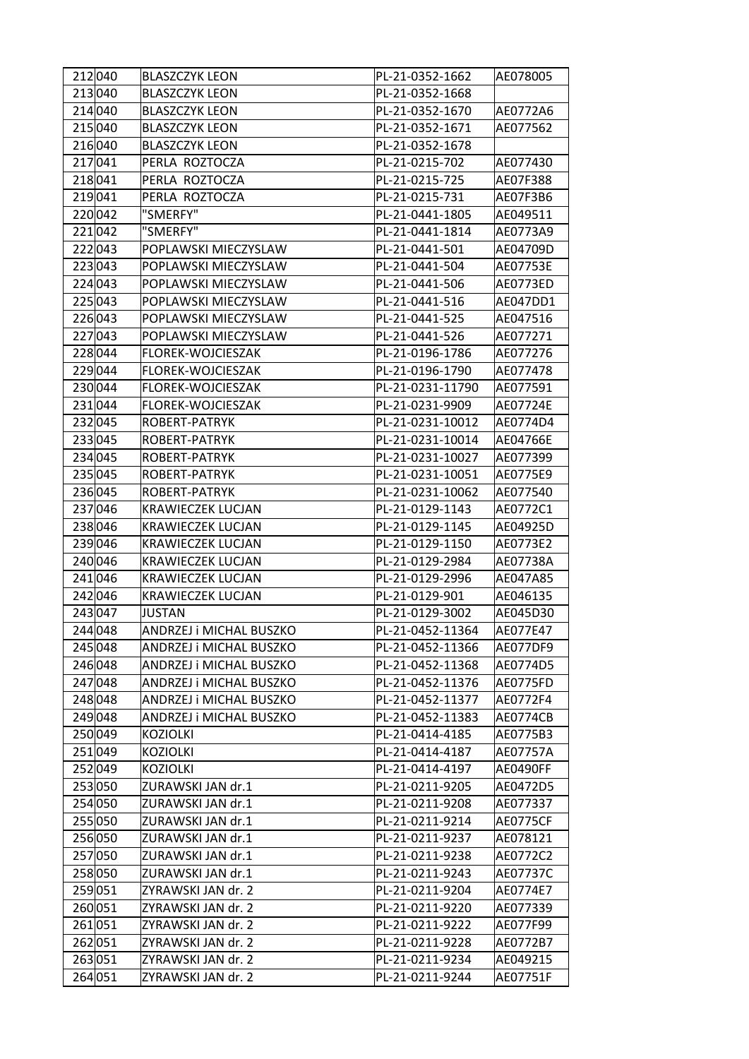| 212 | 040 | BLASZCZYK LEON | PL-21-0352-1662 | AE078005 |
|---|---|---|---|---|
| 213 | 040 | BLASZCZYK LEON | PL-21-0352-1668 | |
| 214 | 040 | BLASZCZYK LEON | PL-21-0352-1670 | AE0772A6 |
| 215 | 040 | BLASZCZYK LEON | PL-21-0352-1671 | AE077562 |
| 216 | 040 | BLASZCZYK LEON | PL-21-0352-1678 | |
| 217 | 041 | PERLA ROZTOCZA | PL-21-0215-702 | AE077430 |
| 218 | 041 | PERLA ROZTOCZA | PL-21-0215-725 | AE07F388 |
| 219 | 041 | PERLA ROZTOCZA | PL-21-0215-731 | AE07F3B6 |
| 220 | 042 | "SMERFY" | PL-21-0441-1805 | AE049511 |
| 221 | 042 | "SMERFY" | PL-21-0441-1814 | AE0773A9 |
| 222 | 043 | POPLAWSKI MIECZYSLAW | PL-21-0441-501 | AE04709D |
| 223 | 043 | POPLAWSKI MIECZYSLAW | PL-21-0441-504 | AE07753E |
| 224 | 043 | POPLAWSKI MIECZYSLAW | PL-21-0441-506 | AE0773ED |
| 225 | 043 | POPLAWSKI MIECZYSLAW | PL-21-0441-516 | AE047DD1 |
| 226 | 043 | POPLAWSKI MIECZYSLAW | PL-21-0441-525 | AE047516 |
| 227 | 043 | POPLAWSKI MIECZYSLAW | PL-21-0441-526 | AE077271 |
| 228 | 044 | FLOREK-WOJCIESZAK | PL-21-0196-1786 | AE077276 |
| 229 | 044 | FLOREK-WOJCIESZAK | PL-21-0196-1790 | AE077478 |
| 230 | 044 | FLOREK-WOJCIESZAK | PL-21-0231-11790 | AE077591 |
| 231 | 044 | FLOREK-WOJCIESZAK | PL-21-0231-9909 | AE07724E |
| 232 | 045 | ROBERT-PATRYK | PL-21-0231-10012 | AE0774D4 |
| 233 | 045 | ROBERT-PATRYK | PL-21-0231-10014 | AE04766E |
| 234 | 045 | ROBERT-PATRYK | PL-21-0231-10027 | AE077399 |
| 235 | 045 | ROBERT-PATRYK | PL-21-0231-10051 | AE0775E9 |
| 236 | 045 | ROBERT-PATRYK | PL-21-0231-10062 | AE077540 |
| 237 | 046 | KRAWIECZEK LUCJAN | PL-21-0129-1143 | AE0772C1 |
| 238 | 046 | KRAWIECZEK LUCJAN | PL-21-0129-1145 | AE04925D |
| 239 | 046 | KRAWIECZEK LUCJAN | PL-21-0129-1150 | AE0773E2 |
| 240 | 046 | KRAWIECZEK LUCJAN | PL-21-0129-2984 | AE07738A |
| 241 | 046 | KRAWIECZEK LUCJAN | PL-21-0129-2996 | AE047A85 |
| 242 | 046 | KRAWIECZEK LUCJAN | PL-21-0129-901 | AE046135 |
| 243 | 047 | JUSTAN | PL-21-0129-3002 | AE045D30 |
| 244 | 048 | ANDRZEJ i MICHAL BUSZKO | PL-21-0452-11364 | AE077E47 |
| 245 | 048 | ANDRZEJ i MICHAL BUSZKO | PL-21-0452-11366 | AE077DF9 |
| 246 | 048 | ANDRZEJ i MICHAL BUSZKO | PL-21-0452-11368 | AE0774D5 |
| 247 | 048 | ANDRZEJ i MICHAL BUSZKO | PL-21-0452-11376 | AE0775FD |
| 248 | 048 | ANDRZEJ i MICHAL BUSZKO | PL-21-0452-11377 | AE0772F4 |
| 249 | 048 | ANDRZEJ i MICHAL BUSZKO | PL-21-0452-11383 | AE0774CB |
| 250 | 049 | KOZIOLKI | PL-21-0414-4185 | AE0775B3 |
| 251 | 049 | KOZIOLKI | PL-21-0414-4187 | AE07757A |
| 252 | 049 | KOZIOLKI | PL-21-0414-4197 | AE0490FF |
| 253 | 050 | ZURAWSKI JAN dr.1 | PL-21-0211-9205 | AE0472D5 |
| 254 | 050 | ZURAWSKI JAN dr.1 | PL-21-0211-9208 | AE077337 |
| 255 | 050 | ZURAWSKI JAN dr.1 | PL-21-0211-9214 | AE0775CF |
| 256 | 050 | ZURAWSKI JAN dr.1 | PL-21-0211-9237 | AE078121 |
| 257 | 050 | ZURAWSKI JAN dr.1 | PL-21-0211-9238 | AE0772C2 |
| 258 | 050 | ZURAWSKI JAN dr.1 | PL-21-0211-9243 | AE07737C |
| 259 | 051 | ZYRAWSKI JAN dr. 2 | PL-21-0211-9204 | AE0774E7 |
| 260 | 051 | ZYRAWSKI JAN dr. 2 | PL-21-0211-9220 | AE077339 |
| 261 | 051 | ZYRAWSKI JAN dr. 2 | PL-21-0211-9222 | AE077F99 |
| 262 | 051 | ZYRAWSKI JAN dr. 2 | PL-21-0211-9228 | AE0772B7 |
| 263 | 051 | ZYRAWSKI JAN dr. 2 | PL-21-0211-9234 | AE049215 |
| 264 | 051 | ZYRAWSKI JAN dr. 2 | PL-21-0211-9244 | AE07751F |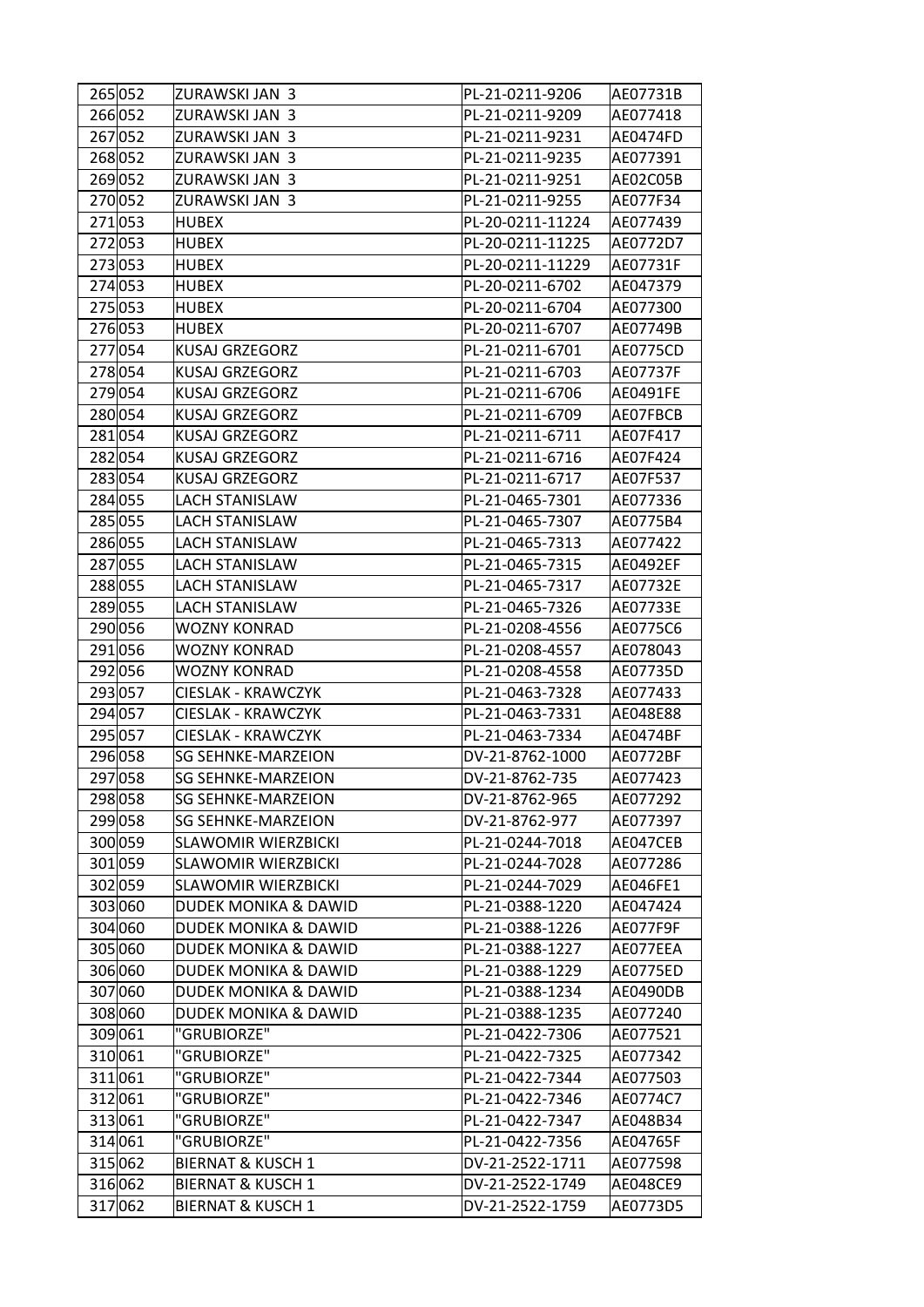| | | | | |
|---|---|---|---|---|
| 265 | 052 | ZURAWSKI JAN 3 | PL-21-0211-9206 | AE07731B |
| 266 | 052 | ZURAWSKI JAN 3 | PL-21-0211-9209 | AE077418 |
| 267 | 052 | ZURAWSKI JAN 3 | PL-21-0211-9231 | AE0474FD |
| 268 | 052 | ZURAWSKI JAN 3 | PL-21-0211-9235 | AE077391 |
| 269 | 052 | ZURAWSKI JAN 3 | PL-21-0211-9251 | AE02C05B |
| 270 | 052 | ZURAWSKI JAN 3 | PL-21-0211-9255 | AE077F34 |
| 271 | 053 | HUBEX | PL-20-0211-11224 | AE077439 |
| 272 | 053 | HUBEX | PL-20-0211-11225 | AE0772D7 |
| 273 | 053 | HUBEX | PL-20-0211-11229 | AE07731F |
| 274 | 053 | HUBEX | PL-20-0211-6702 | AE047379 |
| 275 | 053 | HUBEX | PL-20-0211-6704 | AE077300 |
| 276 | 053 | HUBEX | PL-20-0211-6707 | AE07749B |
| 277 | 054 | KUSAJ GRZEGORZ | PL-21-0211-6701 | AE0775CD |
| 278 | 054 | KUSAJ GRZEGORZ | PL-21-0211-6703 | AE07737F |
| 279 | 054 | KUSAJ GRZEGORZ | PL-21-0211-6706 | AE0491FE |
| 280 | 054 | KUSAJ GRZEGORZ | PL-21-0211-6709 | AE07FBCB |
| 281 | 054 | KUSAJ GRZEGORZ | PL-21-0211-6711 | AE07F417 |
| 282 | 054 | KUSAJ GRZEGORZ | PL-21-0211-6716 | AE07F424 |
| 283 | 054 | KUSAJ GRZEGORZ | PL-21-0211-6717 | AE07F537 |
| 284 | 055 | LACH STANISLAW | PL-21-0465-7301 | AE077336 |
| 285 | 055 | LACH STANISLAW | PL-21-0465-7307 | AE0775B4 |
| 286 | 055 | LACH STANISLAW | PL-21-0465-7313 | AE077422 |
| 287 | 055 | LACH STANISLAW | PL-21-0465-7315 | AE0492EF |
| 288 | 055 | LACH STANISLAW | PL-21-0465-7317 | AE07732E |
| 289 | 055 | LACH STANISLAW | PL-21-0465-7326 | AE07733E |
| 290 | 056 | WOZNY KONRAD | PL-21-0208-4556 | AE0775C6 |
| 291 | 056 | WOZNY KONRAD | PL-21-0208-4557 | AE078043 |
| 292 | 056 | WOZNY KONRAD | PL-21-0208-4558 | AE07735D |
| 293 | 057 | CIESLAK - KRAWCZYK | PL-21-0463-7328 | AE077433 |
| 294 | 057 | CIESLAK - KRAWCZYK | PL-21-0463-7331 | AE048E88 |
| 295 | 057 | CIESLAK - KRAWCZYK | PL-21-0463-7334 | AE0474BF |
| 296 | 058 | SG SEHNKE-MARZEION | DV-21-8762-1000 | AE0772BF |
| 297 | 058 | SG SEHNKE-MARZEION | DV-21-8762-735 | AE077423 |
| 298 | 058 | SG SEHNKE-MARZEION | DV-21-8762-965 | AE077292 |
| 299 | 058 | SG SEHNKE-MARZEION | DV-21-8762-977 | AE077397 |
| 300 | 059 | SLAWOMIR WIERZBICKI | PL-21-0244-7018 | AE047CEB |
| 301 | 059 | SLAWOMIR WIERZBICKI | PL-21-0244-7028 | AE077286 |
| 302 | 059 | SLAWOMIR WIERZBICKI | PL-21-0244-7029 | AE046FE1 |
| 303 | 060 | DUDEK MONIKA & DAWID | PL-21-0388-1220 | AE047424 |
| 304 | 060 | DUDEK MONIKA & DAWID | PL-21-0388-1226 | AE077F9F |
| 305 | 060 | DUDEK MONIKA & DAWID | PL-21-0388-1227 | AE077EEA |
| 306 | 060 | DUDEK MONIKA & DAWID | PL-21-0388-1229 | AE0775ED |
| 307 | 060 | DUDEK MONIKA & DAWID | PL-21-0388-1234 | AE0490DB |
| 308 | 060 | DUDEK MONIKA & DAWID | PL-21-0388-1235 | AE077240 |
| 309 | 061 | "GRUBIORZE" | PL-21-0422-7306 | AE077521 |
| 310 | 061 | "GRUBIORZE" | PL-21-0422-7325 | AE077342 |
| 311 | 061 | "GRUBIORZE" | PL-21-0422-7344 | AE077503 |
| 312 | 061 | "GRUBIORZE" | PL-21-0422-7346 | AE0774C7 |
| 313 | 061 | "GRUBIORZE" | PL-21-0422-7347 | AE048B34 |
| 314 | 061 | "GRUBIORZE" | PL-21-0422-7356 | AE04765F |
| 315 | 062 | BIERNAT & KUSCH 1 | DV-21-2522-1711 | AE077598 |
| 316 | 062 | BIERNAT & KUSCH 1 | DV-21-2522-1749 | AE048CE9 |
| 317 | 062 | BIERNAT & KUSCH 1 | DV-21-2522-1759 | AE0773D5 |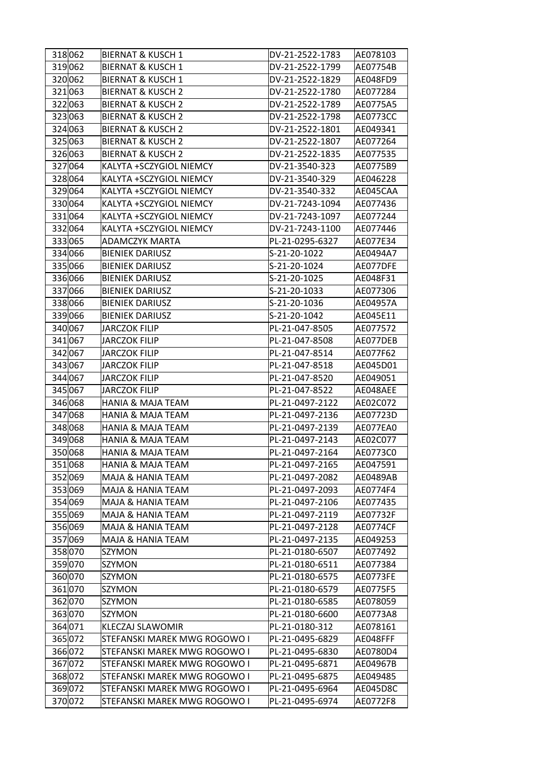| | | | | |
|---|---|---|---|---|
| 318 | 062 | BIERNAT & KUSCH 1 | DV-21-2522-1783 | AE078103 |
| 319 | 062 | BIERNAT & KUSCH 1 | DV-21-2522-1799 | AE07754B |
| 320 | 062 | BIERNAT & KUSCH 1 | DV-21-2522-1829 | AE048FD9 |
| 321 | 063 | BIERNAT & KUSCH 2 | DV-21-2522-1780 | AE077284 |
| 322 | 063 | BIERNAT & KUSCH 2 | DV-21-2522-1789 | AE0775A5 |
| 323 | 063 | BIERNAT & KUSCH 2 | DV-21-2522-1798 | AE0773CC |
| 324 | 063 | BIERNAT & KUSCH 2 | DV-21-2522-1801 | AE049341 |
| 325 | 063 | BIERNAT & KUSCH 2 | DV-21-2522-1807 | AE077264 |
| 326 | 063 | BIERNAT & KUSCH 2 | DV-21-2522-1835 | AE077535 |
| 327 | 064 | KALYTA +SCZYGIOL NIEMCY | DV-21-3540-323 | AE0775B9 |
| 328 | 064 | KALYTA +SCZYGIOL NIEMCY | DV-21-3540-329 | AE046228 |
| 329 | 064 | KALYTA +SCZYGIOL NIEMCY | DV-21-3540-332 | AE045CAA |
| 330 | 064 | KALYTA +SCZYGIOL NIEMCY | DV-21-7243-1094 | AE077436 |
| 331 | 064 | KALYTA +SCZYGIOL NIEMCY | DV-21-7243-1097 | AE077244 |
| 332 | 064 | KALYTA +SCZYGIOL NIEMCY | DV-21-7243-1100 | AE077446 |
| 333 | 065 | ADAMCZYK MARTA | PL-21-0295-6327 | AE077E34 |
| 334 | 066 | BIENIEK DARIUSZ | S-21-20-1022 | AE0494A7 |
| 335 | 066 | BIENIEK DARIUSZ | S-21-20-1024 | AE077DFE |
| 336 | 066 | BIENIEK DARIUSZ | S-21-20-1025 | AE048F31 |
| 337 | 066 | BIENIEK DARIUSZ | S-21-20-1033 | AE077306 |
| 338 | 066 | BIENIEK DARIUSZ | S-21-20-1036 | AE04957A |
| 339 | 066 | BIENIEK DARIUSZ | S-21-20-1042 | AE045E11 |
| 340 | 067 | JARCZOK FILIP | PL-21-047-8505 | AE077572 |
| 341 | 067 | JARCZOK FILIP | PL-21-047-8508 | AE077DEB |
| 342 | 067 | JARCZOK FILIP | PL-21-047-8514 | AE077F62 |
| 343 | 067 | JARCZOK FILIP | PL-21-047-8518 | AE045D01 |
| 344 | 067 | JARCZOK FILIP | PL-21-047-8520 | AE049051 |
| 345 | 067 | JARCZOK FILIP | PL-21-047-8522 | AE048AEE |
| 346 | 068 | HANIA & MAJA TEAM | PL-21-0497-2122 | AE02C072 |
| 347 | 068 | HANIA & MAJA TEAM | PL-21-0497-2136 | AE07723D |
| 348 | 068 | HANIA & MAJA TEAM | PL-21-0497-2139 | AE077EA0 |
| 349 | 068 | HANIA & MAJA TEAM | PL-21-0497-2143 | AE02C077 |
| 350 | 068 | HANIA & MAJA TEAM | PL-21-0497-2164 | AE0773C0 |
| 351 | 068 | HANIA & MAJA TEAM | PL-21-0497-2165 | AE047591 |
| 352 | 069 | MAJA & HANIA TEAM | PL-21-0497-2082 | AE0489AB |
| 353 | 069 | MAJA & HANIA TEAM | PL-21-0497-2093 | AE0774F4 |
| 354 | 069 | MAJA & HANIA TEAM | PL-21-0497-2106 | AE077435 |
| 355 | 069 | MAJA & HANIA TEAM | PL-21-0497-2119 | AE07732F |
| 356 | 069 | MAJA & HANIA TEAM | PL-21-0497-2128 | AE0774CF |
| 357 | 069 | MAJA & HANIA TEAM | PL-21-0497-2135 | AE049253 |
| 358 | 070 | SZYMON | PL-21-0180-6507 | AE077492 |
| 359 | 070 | SZYMON | PL-21-0180-6511 | AE077384 |
| 360 | 070 | SZYMON | PL-21-0180-6575 | AE0773FE |
| 361 | 070 | SZYMON | PL-21-0180-6579 | AE0775F5 |
| 362 | 070 | SZYMON | PL-21-0180-6585 | AE078059 |
| 363 | 070 | SZYMON | PL-21-0180-6600 | AE0773A8 |
| 364 | 071 | KLECZAJ SLAWOMIR | PL-21-0180-312 | AE078161 |
| 365 | 072 | STEFANSKI MAREK MWG ROGOWO I | PL-21-0495-6829 | AE048FFF |
| 366 | 072 | STEFANSKI MAREK MWG ROGOWO I | PL-21-0495-6830 | AE0780D4 |
| 367 | 072 | STEFANSKI MAREK MWG ROGOWO I | PL-21-0495-6871 | AE04967B |
| 368 | 072 | STEFANSKI MAREK MWG ROGOWO I | PL-21-0495-6875 | AE049485 |
| 369 | 072 | STEFANSKI MAREK MWG ROGOWO I | PL-21-0495-6964 | AE045D8C |
| 370 | 072 | STEFANSKI MAREK MWG ROGOWO I | PL-21-0495-6974 | AE0772F8 |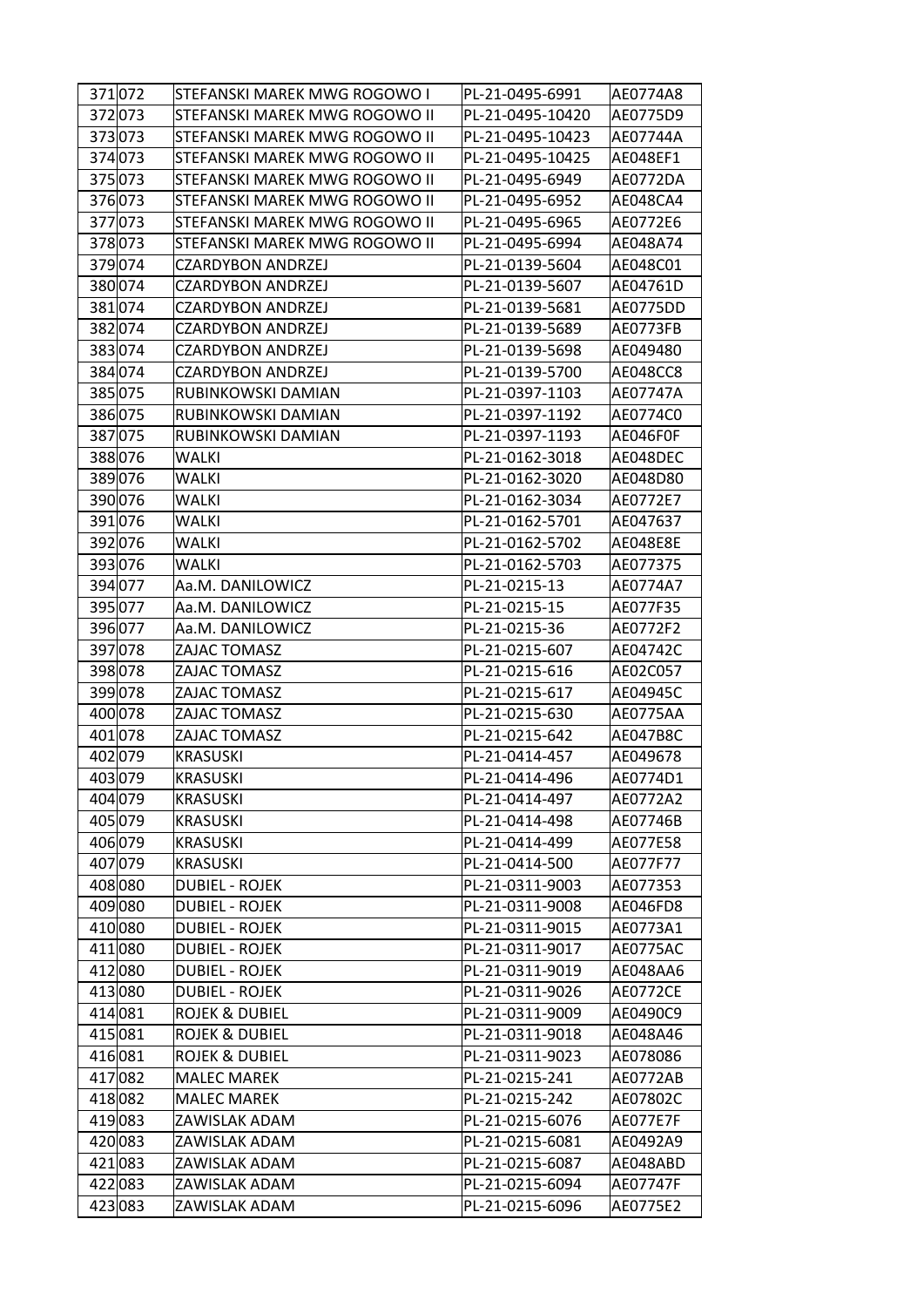| | | | | |
|---|---|---|---|---|
| 371 | 072 | STEFANSKI MAREK MWG ROGOWO I | PL-21-0495-6991 | AE0774A8 |
| 372 | 073 | STEFANSKI MAREK MWG ROGOWO II | PL-21-0495-10420 | AE0775D9 |
| 373 | 073 | STEFANSKI MAREK MWG ROGOWO II | PL-21-0495-10423 | AE07744A |
| 374 | 073 | STEFANSKI MAREK MWG ROGOWO II | PL-21-0495-10425 | AE048EF1 |
| 375 | 073 | STEFANSKI MAREK MWG ROGOWO II | PL-21-0495-6949 | AE0772DA |
| 376 | 073 | STEFANSKI MAREK MWG ROGOWO II | PL-21-0495-6952 | AE048CA4 |
| 377 | 073 | STEFANSKI MAREK MWG ROGOWO II | PL-21-0495-6965 | AE0772E6 |
| 378 | 073 | STEFANSKI MAREK MWG ROGOWO II | PL-21-0495-6994 | AE048A74 |
| 379 | 074 | CZARDYBON ANDRZEJ | PL-21-0139-5604 | AE048C01 |
| 380 | 074 | CZARDYBON ANDRZEJ | PL-21-0139-5607 | AE04761D |
| 381 | 074 | CZARDYBON ANDRZEJ | PL-21-0139-5681 | AE0775DD |
| 382 | 074 | CZARDYBON ANDRZEJ | PL-21-0139-5689 | AE0773FB |
| 383 | 074 | CZARDYBON ANDRZEJ | PL-21-0139-5698 | AE049480 |
| 384 | 074 | CZARDYBON ANDRZEJ | PL-21-0139-5700 | AE048CC8 |
| 385 | 075 | RUBINKOWSKI DAMIAN | PL-21-0397-1103 | AE07747A |
| 386 | 075 | RUBINKOWSKI DAMIAN | PL-21-0397-1192 | AE0774C0 |
| 387 | 075 | RUBINKOWSKI DAMIAN | PL-21-0397-1193 | AE046F0F |
| 388 | 076 | WALKI | PL-21-0162-3018 | AE048DEC |
| 389 | 076 | WALKI | PL-21-0162-3020 | AE048D80 |
| 390 | 076 | WALKI | PL-21-0162-3034 | AE0772E7 |
| 391 | 076 | WALKI | PL-21-0162-5701 | AE047637 |
| 392 | 076 | WALKI | PL-21-0162-5702 | AE048E8E |
| 393 | 076 | WALKI | PL-21-0162-5703 | AE077375 |
| 394 | 077 | Aa.M. DANILOWICZ | PL-21-0215-13 | AE0774A7 |
| 395 | 077 | Aa.M. DANILOWICZ | PL-21-0215-15 | AE077F35 |
| 396 | 077 | Aa.M. DANILOWICZ | PL-21-0215-36 | AE0772F2 |
| 397 | 078 | ZAJAC TOMASZ | PL-21-0215-607 | AE04742C |
| 398 | 078 | ZAJAC TOMASZ | PL-21-0215-616 | AE02C057 |
| 399 | 078 | ZAJAC TOMASZ | PL-21-0215-617 | AE04945C |
| 400 | 078 | ZAJAC TOMASZ | PL-21-0215-630 | AE0775AA |
| 401 | 078 | ZAJAC TOMASZ | PL-21-0215-642 | AE047B8C |
| 402 | 079 | KRASUSKI | PL-21-0414-457 | AE049678 |
| 403 | 079 | KRASUSKI | PL-21-0414-496 | AE0774D1 |
| 404 | 079 | KRASUSKI | PL-21-0414-497 | AE0772A2 |
| 405 | 079 | KRASUSKI | PL-21-0414-498 | AE07746B |
| 406 | 079 | KRASUSKI | PL-21-0414-499 | AE077E58 |
| 407 | 079 | KRASUSKI | PL-21-0414-500 | AE077F77 |
| 408 | 080 | DUBIEL - ROJEK | PL-21-0311-9003 | AE077353 |
| 409 | 080 | DUBIEL - ROJEK | PL-21-0311-9008 | AE046FD8 |
| 410 | 080 | DUBIEL - ROJEK | PL-21-0311-9015 | AE0773A1 |
| 411 | 080 | DUBIEL - ROJEK | PL-21-0311-9017 | AE0775AC |
| 412 | 080 | DUBIEL - ROJEK | PL-21-0311-9019 | AE048AA6 |
| 413 | 080 | DUBIEL - ROJEK | PL-21-0311-9026 | AE0772CE |
| 414 | 081 | ROJEK & DUBIEL | PL-21-0311-9009 | AE0490C9 |
| 415 | 081 | ROJEK & DUBIEL | PL-21-0311-9018 | AE048A46 |
| 416 | 081 | ROJEK & DUBIEL | PL-21-0311-9023 | AE078086 |
| 417 | 082 | MALEC MAREK | PL-21-0215-241 | AE0772AB |
| 418 | 082 | MALEC MAREK | PL-21-0215-242 | AE07802C |
| 419 | 083 | ZAWISLAK ADAM | PL-21-0215-6076 | AE077E7F |
| 420 | 083 | ZAWISLAK ADAM | PL-21-0215-6081 | AE0492A9 |
| 421 | 083 | ZAWISLAK ADAM | PL-21-0215-6087 | AE048ABD |
| 422 | 083 | ZAWISLAK ADAM | PL-21-0215-6094 | AE07747F |
| 423 | 083 | ZAWISLAK ADAM | PL-21-0215-6096 | AE0775E2 |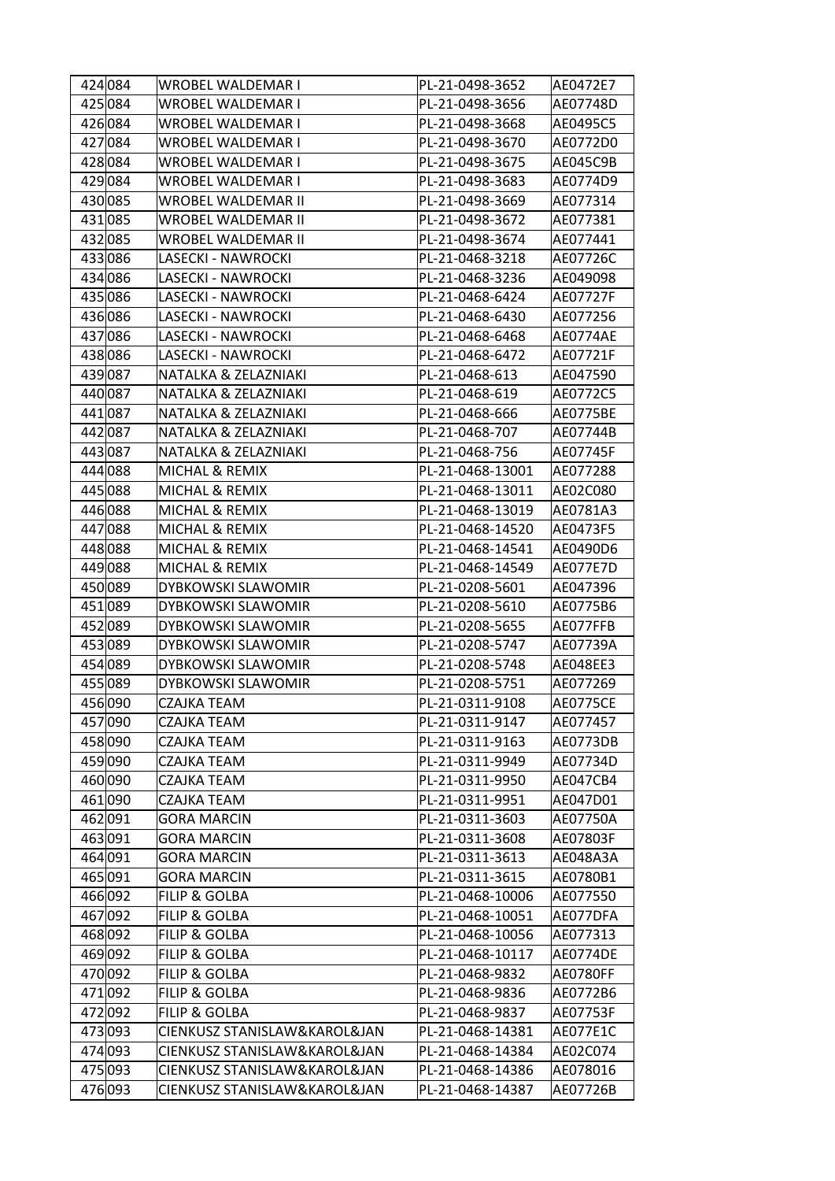| | | | | |
|---|---|---|---|---|
| 424 | 084 | WROBEL WALDEMAR I | PL-21-0498-3652 | AE0472E7 |
| 425 | 084 | WROBEL WALDEMAR I | PL-21-0498-3656 | AE07748D |
| 426 | 084 | WROBEL WALDEMAR I | PL-21-0498-3668 | AE0495C5 |
| 427 | 084 | WROBEL WALDEMAR I | PL-21-0498-3670 | AE0772D0 |
| 428 | 084 | WROBEL WALDEMAR I | PL-21-0498-3675 | AE045C9B |
| 429 | 084 | WROBEL WALDEMAR I | PL-21-0498-3683 | AE0774D9 |
| 430 | 085 | WROBEL WALDEMAR II | PL-21-0498-3669 | AE077314 |
| 431 | 085 | WROBEL WALDEMAR II | PL-21-0498-3672 | AE077381 |
| 432 | 085 | WROBEL WALDEMAR II | PL-21-0498-3674 | AE077441 |
| 433 | 086 | LASECKI - NAWROCKI | PL-21-0468-3218 | AE07726C |
| 434 | 086 | LASECKI - NAWROCKI | PL-21-0468-3236 | AE049098 |
| 435 | 086 | LASECKI - NAWROCKI | PL-21-0468-6424 | AE07727F |
| 436 | 086 | LASECKI - NAWROCKI | PL-21-0468-6430 | AE077256 |
| 437 | 086 | LASECKI - NAWROCKI | PL-21-0468-6468 | AE0774AE |
| 438 | 086 | LASECKI - NAWROCKI | PL-21-0468-6472 | AE07721F |
| 439 | 087 | NATALKA & ZELAZNIAKI | PL-21-0468-613 | AE047590 |
| 440 | 087 | NATALKA & ZELAZNIAKI | PL-21-0468-619 | AE0772C5 |
| 441 | 087 | NATALKA & ZELAZNIAKI | PL-21-0468-666 | AE0775BE |
| 442 | 087 | NATALKA & ZELAZNIAKI | PL-21-0468-707 | AE07744B |
| 443 | 087 | NATALKA & ZELAZNIAKI | PL-21-0468-756 | AE07745F |
| 444 | 088 | MICHAL & REMIX | PL-21-0468-13001 | AE077288 |
| 445 | 088 | MICHAL & REMIX | PL-21-0468-13011 | AE02C080 |
| 446 | 088 | MICHAL & REMIX | PL-21-0468-13019 | AE0781A3 |
| 447 | 088 | MICHAL & REMIX | PL-21-0468-14520 | AE0473F5 |
| 448 | 088 | MICHAL & REMIX | PL-21-0468-14541 | AE0490D6 |
| 449 | 088 | MICHAL & REMIX | PL-21-0468-14549 | AE077E7D |
| 450 | 089 | DYBKOWSKI SLAWOMIR | PL-21-0208-5601 | AE047396 |
| 451 | 089 | DYBKOWSKI SLAWOMIR | PL-21-0208-5610 | AE0775B6 |
| 452 | 089 | DYBKOWSKI SLAWOMIR | PL-21-0208-5655 | AE077FFB |
| 453 | 089 | DYBKOWSKI SLAWOMIR | PL-21-0208-5747 | AE07739A |
| 454 | 089 | DYBKOWSKI SLAWOMIR | PL-21-0208-5748 | AE048EE3 |
| 455 | 089 | DYBKOWSKI SLAWOMIR | PL-21-0208-5751 | AE077269 |
| 456 | 090 | CZAJKA TEAM | PL-21-0311-9108 | AE0775CE |
| 457 | 090 | CZAJKA TEAM | PL-21-0311-9147 | AE077457 |
| 458 | 090 | CZAJKA TEAM | PL-21-0311-9163 | AE0773DB |
| 459 | 090 | CZAJKA TEAM | PL-21-0311-9949 | AE07734D |
| 460 | 090 | CZAJKA TEAM | PL-21-0311-9950 | AE047CB4 |
| 461 | 090 | CZAJKA TEAM | PL-21-0311-9951 | AE047D01 |
| 462 | 091 | GORA MARCIN | PL-21-0311-3603 | AE07750A |
| 463 | 091 | GORA MARCIN | PL-21-0311-3608 | AE07803F |
| 464 | 091 | GORA MARCIN | PL-21-0311-3613 | AE048A3A |
| 465 | 091 | GORA MARCIN | PL-21-0311-3615 | AE0780B1 |
| 466 | 092 | FILIP & GOLBA | PL-21-0468-10006 | AE077550 |
| 467 | 092 | FILIP & GOLBA | PL-21-0468-10051 | AE077DFA |
| 468 | 092 | FILIP & GOLBA | PL-21-0468-10056 | AE077313 |
| 469 | 092 | FILIP & GOLBA | PL-21-0468-10117 | AE0774DE |
| 470 | 092 | FILIP & GOLBA | PL-21-0468-9832 | AE0780FF |
| 471 | 092 | FILIP & GOLBA | PL-21-0468-9836 | AE0772B6 |
| 472 | 092 | FILIP & GOLBA | PL-21-0468-9837 | AE07753F |
| 473 | 093 | CIENKUSZ STANISLAW&KAROL&JAN | PL-21-0468-14381 | AE077E1C |
| 474 | 093 | CIENKUSZ STANISLAW&KAROL&JAN | PL-21-0468-14384 | AE02C074 |
| 475 | 093 | CIENKUSZ STANISLAW&KAROL&JAN | PL-21-0468-14386 | AE078016 |
| 476 | 093 | CIENKUSZ STANISLAW&KAROL&JAN | PL-21-0468-14387 | AE07726B |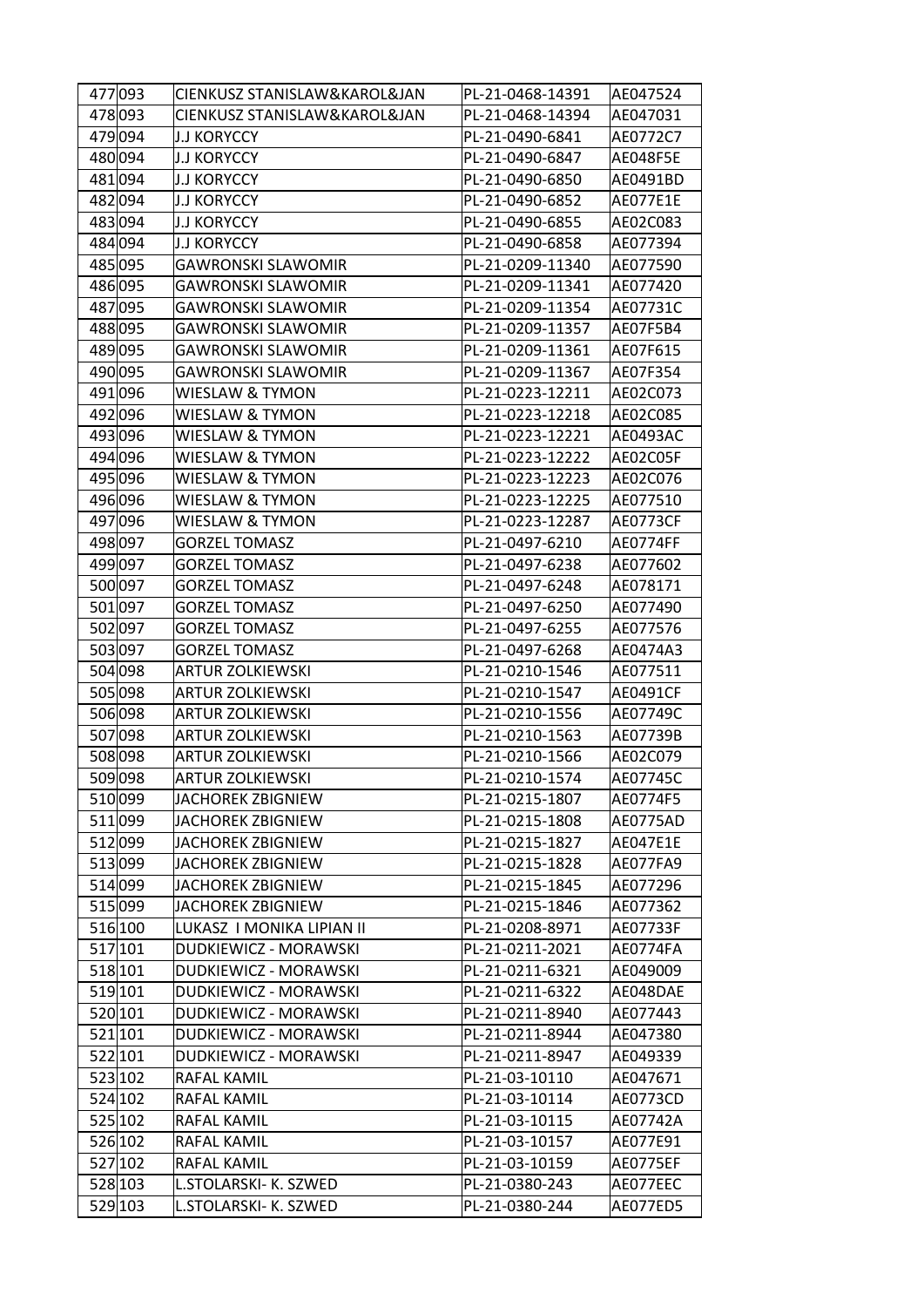| | | | | |
|---|---|---|---|---|
| 477 | 093 | CIENKUSZ STANISLAW&KAROL&JAN | PL-21-0468-14391 | AE047524 |
| 478 | 093 | CIENKUSZ STANISLAW&KAROL&JAN | PL-21-0468-14394 | AE047031 |
| 479 | 094 | J.J KORYCCY | PL-21-0490-6841 | AE0772C7 |
| 480 | 094 | J.J KORYCCY | PL-21-0490-6847 | AE048F5E |
| 481 | 094 | J.J KORYCCY | PL-21-0490-6850 | AE0491BD |
| 482 | 094 | J.J KORYCCY | PL-21-0490-6852 | AE077E1E |
| 483 | 094 | J.J KORYCCY | PL-21-0490-6855 | AE02C083 |
| 484 | 094 | J.J KORYCCY | PL-21-0490-6858 | AE077394 |
| 485 | 095 | GAWRONSKI SLAWOMIR | PL-21-0209-11340 | AE077590 |
| 486 | 095 | GAWRONSKI SLAWOMIR | PL-21-0209-11341 | AE077420 |
| 487 | 095 | GAWRONSKI SLAWOMIR | PL-21-0209-11354 | AE07731C |
| 488 | 095 | GAWRONSKI SLAWOMIR | PL-21-0209-11357 | AE07F5B4 |
| 489 | 095 | GAWRONSKI SLAWOMIR | PL-21-0209-11361 | AE07F615 |
| 490 | 095 | GAWRONSKI SLAWOMIR | PL-21-0209-11367 | AE07F354 |
| 491 | 096 | WIESLAW & TYMON | PL-21-0223-12211 | AE02C073 |
| 492 | 096 | WIESLAW & TYMON | PL-21-0223-12218 | AE02C085 |
| 493 | 096 | WIESLAW & TYMON | PL-21-0223-12221 | AE0493AC |
| 494 | 096 | WIESLAW & TYMON | PL-21-0223-12222 | AE02C05F |
| 495 | 096 | WIESLAW & TYMON | PL-21-0223-12223 | AE02C076 |
| 496 | 096 | WIESLAW & TYMON | PL-21-0223-12225 | AE077510 |
| 497 | 096 | WIESLAW & TYMON | PL-21-0223-12287 | AE0773CF |
| 498 | 097 | GORZEL TOMASZ | PL-21-0497-6210 | AE0774FF |
| 499 | 097 | GORZEL TOMASZ | PL-21-0497-6238 | AE077602 |
| 500 | 097 | GORZEL TOMASZ | PL-21-0497-6248 | AE078171 |
| 501 | 097 | GORZEL TOMASZ | PL-21-0497-6250 | AE077490 |
| 502 | 097 | GORZEL TOMASZ | PL-21-0497-6255 | AE077576 |
| 503 | 097 | GORZEL TOMASZ | PL-21-0497-6268 | AE0474A3 |
| 504 | 098 | ARTUR ZOLKIEWSKI | PL-21-0210-1546 | AE077511 |
| 505 | 098 | ARTUR ZOLKIEWSKI | PL-21-0210-1547 | AE0491CF |
| 506 | 098 | ARTUR ZOLKIEWSKI | PL-21-0210-1556 | AE07749C |
| 507 | 098 | ARTUR ZOLKIEWSKI | PL-21-0210-1563 | AE07739B |
| 508 | 098 | ARTUR ZOLKIEWSKI | PL-21-0210-1566 | AE02C079 |
| 509 | 098 | ARTUR ZOLKIEWSKI | PL-21-0210-1574 | AE07745C |
| 510 | 099 | JACHOREK ZBIGNIEW | PL-21-0215-1807 | AE0774F5 |
| 511 | 099 | JACHOREK ZBIGNIEW | PL-21-0215-1808 | AE0775AD |
| 512 | 099 | JACHOREK ZBIGNIEW | PL-21-0215-1827 | AE047E1E |
| 513 | 099 | JACHOREK ZBIGNIEW | PL-21-0215-1828 | AE077FA9 |
| 514 | 099 | JACHOREK ZBIGNIEW | PL-21-0215-1845 | AE077296 |
| 515 | 099 | JACHOREK ZBIGNIEW | PL-21-0215-1846 | AE077362 |
| 516 | 100 | LUKASZ I MONIKA LIPIAN II | PL-21-0208-8971 | AE07733F |
| 517 | 101 | DUDKIEWICZ - MORAWSKI | PL-21-0211-2021 | AE0774FA |
| 518 | 101 | DUDKIEWICZ - MORAWSKI | PL-21-0211-6321 | AE049009 |
| 519 | 101 | DUDKIEWICZ - MORAWSKI | PL-21-0211-6322 | AE048DAE |
| 520 | 101 | DUDKIEWICZ - MORAWSKI | PL-21-0211-8940 | AE077443 |
| 521 | 101 | DUDKIEWICZ - MORAWSKI | PL-21-0211-8944 | AE047380 |
| 522 | 101 | DUDKIEWICZ - MORAWSKI | PL-21-0211-8947 | AE049339 |
| 523 | 102 | RAFAL KAMIL | PL-21-03-10110 | AE047671 |
| 524 | 102 | RAFAL KAMIL | PL-21-03-10114 | AE0773CD |
| 525 | 102 | RAFAL KAMIL | PL-21-03-10115 | AE07742A |
| 526 | 102 | RAFAL KAMIL | PL-21-03-10157 | AE077E91 |
| 527 | 102 | RAFAL KAMIL | PL-21-03-10159 | AE0775EF |
| 528 | 103 | L.STOLARSKI- K. SZWED | PL-21-0380-243 | AE077EEC |
| 529 | 103 | L.STOLARSKI- K. SZWED | PL-21-0380-244 | AE077ED5 |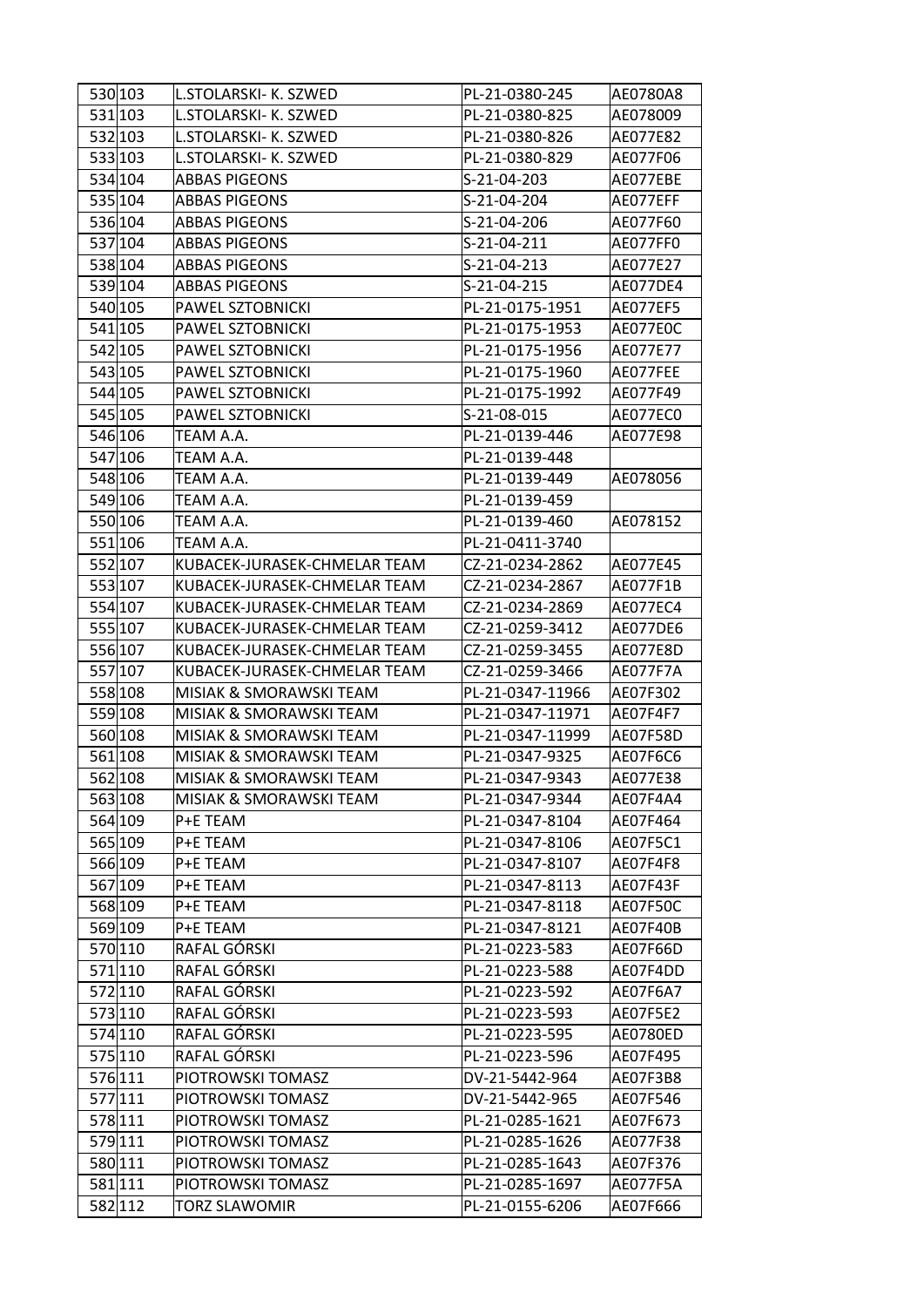| | | | | |
|---|---|---|---|---|
| 530 | 103 | L.STOLARSKI- K. SZWED | PL-21-0380-245 | AE0780A8 |
| 531 | 103 | L.STOLARSKI- K. SZWED | PL-21-0380-825 | AE078009 |
| 532 | 103 | L.STOLARSKI- K. SZWED | PL-21-0380-826 | AE077E82 |
| 533 | 103 | L.STOLARSKI- K. SZWED | PL-21-0380-829 | AE077F06 |
| 534 | 104 | ABBAS PIGEONS | S-21-04-203 | AE077EBE |
| 535 | 104 | ABBAS PIGEONS | S-21-04-204 | AE077EFF |
| 536 | 104 | ABBAS PIGEONS | S-21-04-206 | AE077F60 |
| 537 | 104 | ABBAS PIGEONS | S-21-04-211 | AE077FF0 |
| 538 | 104 | ABBAS PIGEONS | S-21-04-213 | AE077E27 |
| 539 | 104 | ABBAS PIGEONS | S-21-04-215 | AE077DE4 |
| 540 | 105 | PAWEL SZTOBNICKI | PL-21-0175-1951 | AE077EF5 |
| 541 | 105 | PAWEL SZTOBNICKI | PL-21-0175-1953 | AE077E0C |
| 542 | 105 | PAWEL SZTOBNICKI | PL-21-0175-1956 | AE077E77 |
| 543 | 105 | PAWEL SZTOBNICKI | PL-21-0175-1960 | AE077FEE |
| 544 | 105 | PAWEL SZTOBNICKI | PL-21-0175-1992 | AE077F49 |
| 545 | 105 | PAWEL SZTOBNICKI | S-21-08-015 | AE077EC0 |
| 546 | 106 | TEAM A.A. | PL-21-0139-446 | AE077E98 |
| 547 | 106 | TEAM A.A. | PL-21-0139-448 | |
| 548 | 106 | TEAM A.A. | PL-21-0139-449 | AE078056 |
| 549 | 106 | TEAM A.A. | PL-21-0139-459 | |
| 550 | 106 | TEAM A.A. | PL-21-0139-460 | AE078152 |
| 551 | 106 | TEAM A.A. | PL-21-0411-3740 | |
| 552 | 107 | KUBACEK-JURASEK-CHMELAR TEAM | CZ-21-0234-2862 | AE077E45 |
| 553 | 107 | KUBACEK-JURASEK-CHMELAR TEAM | CZ-21-0234-2867 | AE077F1B |
| 554 | 107 | KUBACEK-JURASEK-CHMELAR TEAM | CZ-21-0234-2869 | AE077EC4 |
| 555 | 107 | KUBACEK-JURASEK-CHMELAR TEAM | CZ-21-0259-3412 | AE077DE6 |
| 556 | 107 | KUBACEK-JURASEK-CHMELAR TEAM | CZ-21-0259-3455 | AE077E8D |
| 557 | 107 | KUBACEK-JURASEK-CHMELAR TEAM | CZ-21-0259-3466 | AE077F7A |
| 558 | 108 | MISIAK & SMORAWSKI TEAM | PL-21-0347-11966 | AE07F302 |
| 559 | 108 | MISIAK & SMORAWSKI TEAM | PL-21-0347-11971 | AE07F4F7 |
| 560 | 108 | MISIAK & SMORAWSKI TEAM | PL-21-0347-11999 | AE07F58D |
| 561 | 108 | MISIAK & SMORAWSKI TEAM | PL-21-0347-9325 | AE07F6C6 |
| 562 | 108 | MISIAK & SMORAWSKI TEAM | PL-21-0347-9343 | AE077E38 |
| 563 | 108 | MISIAK & SMORAWSKI TEAM | PL-21-0347-9344 | AE07F4A4 |
| 564 | 109 | P+E TEAM | PL-21-0347-8104 | AE07F464 |
| 565 | 109 | P+E TEAM | PL-21-0347-8106 | AE07F5C1 |
| 566 | 109 | P+E TEAM | PL-21-0347-8107 | AE07F4F8 |
| 567 | 109 | P+E TEAM | PL-21-0347-8113 | AE07F43F |
| 568 | 109 | P+E TEAM | PL-21-0347-8118 | AE07F50C |
| 569 | 109 | P+E TEAM | PL-21-0347-8121 | AE07F40B |
| 570 | 110 | RAFAL GÓRSKI | PL-21-0223-583 | AE07F66D |
| 571 | 110 | RAFAL GÓRSKI | PL-21-0223-588 | AE07F4DD |
| 572 | 110 | RAFAL GÓRSKI | PL-21-0223-592 | AE07F6A7 |
| 573 | 110 | RAFAL GÓRSKI | PL-21-0223-593 | AE07F5E2 |
| 574 | 110 | RAFAL GÓRSKI | PL-21-0223-595 | AE0780ED |
| 575 | 110 | RAFAL GÓRSKI | PL-21-0223-596 | AE07F495 |
| 576 | 111 | PIOTROWSKI TOMASZ | DV-21-5442-964 | AE07F3B8 |
| 577 | 111 | PIOTROWSKI TOMASZ | DV-21-5442-965 | AE07F546 |
| 578 | 111 | PIOTROWSKI TOMASZ | PL-21-0285-1621 | AE07F673 |
| 579 | 111 | PIOTROWSKI TOMASZ | PL-21-0285-1626 | AE077F38 |
| 580 | 111 | PIOTROWSKI TOMASZ | PL-21-0285-1643 | AE07F376 |
| 581 | 111 | PIOTROWSKI TOMASZ | PL-21-0285-1697 | AE077F5A |
| 582 | 112 | TORZ SLAWOMIR | PL-21-0155-6206 | AE07F666 |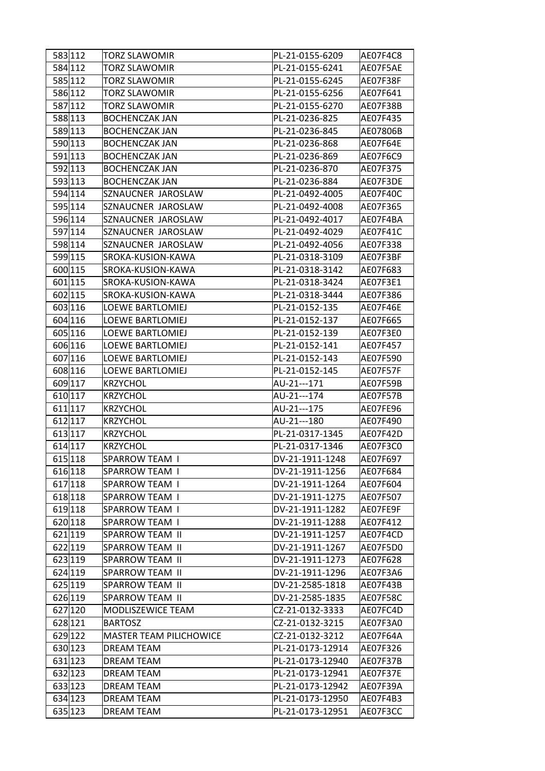| | | | | |
|---|---|---|---|---|
| 583 | 112 | TORZ SLAWOMIR | PL-21-0155-6209 | AE07F4C8 |
| 584 | 112 | TORZ SLAWOMIR | PL-21-0155-6241 | AE07F5AE |
| 585 | 112 | TORZ SLAWOMIR | PL-21-0155-6245 | AE07F38F |
| 586 | 112 | TORZ SLAWOMIR | PL-21-0155-6256 | AE07F641 |
| 587 | 112 | TORZ SLAWOMIR | PL-21-0155-6270 | AE07F38B |
| 588 | 113 | BOCHENCZAK JAN | PL-21-0236-825 | AE07F435 |
| 589 | 113 | BOCHENCZAK JAN | PL-21-0236-845 | AE07806B |
| 590 | 113 | BOCHENCZAK JAN | PL-21-0236-868 | AE07F64E |
| 591 | 113 | BOCHENCZAK JAN | PL-21-0236-869 | AE07F6C9 |
| 592 | 113 | BOCHENCZAK JAN | PL-21-0236-870 | AE07F375 |
| 593 | 113 | BOCHENCZAK JAN | PL-21-0236-884 | AE07F3DE |
| 594 | 114 | SZNAUCNER JAROSLAW | PL-21-0492-4005 | AE07F40C |
| 595 | 114 | SZNAUCNER JAROSLAW | PL-21-0492-4008 | AE07F365 |
| 596 | 114 | SZNAUCNER JAROSLAW | PL-21-0492-4017 | AE07F4BA |
| 597 | 114 | SZNAUCNER JAROSLAW | PL-21-0492-4029 | AE07F41C |
| 598 | 114 | SZNAUCNER JAROSLAW | PL-21-0492-4056 | AE07F338 |
| 599 | 115 | SROKA-KUSION-KAWA | PL-21-0318-3109 | AE07F3BF |
| 600 | 115 | SROKA-KUSION-KAWA | PL-21-0318-3142 | AE07F683 |
| 601 | 115 | SROKA-KUSION-KAWA | PL-21-0318-3424 | AE07F3E1 |
| 602 | 115 | SROKA-KUSION-KAWA | PL-21-0318-3444 | AE07F386 |
| 603 | 116 | LOEWE BARTLOMIEJ | PL-21-0152-135 | AE07F46E |
| 604 | 116 | LOEWE BARTLOMIEJ | PL-21-0152-137 | AE07F665 |
| 605 | 116 | LOEWE BARTLOMIEJ | PL-21-0152-139 | AE07F3E0 |
| 606 | 116 | LOEWE BARTLOMIEJ | PL-21-0152-141 | AE07F457 |
| 607 | 116 | LOEWE BARTLOMIEJ | PL-21-0152-143 | AE07F590 |
| 608 | 116 | LOEWE BARTLOMIEJ | PL-21-0152-145 | AE07F57F |
| 609 | 117 | KRZYCHOL | AU-21---171 | AE07F59B |
| 610 | 117 | KRZYCHOL | AU-21---174 | AE07F57B |
| 611 | 117 | KRZYCHOL | AU-21---175 | AE07FE96 |
| 612 | 117 | KRZYCHOL | AU-21---180 | AE07F490 |
| 613 | 117 | KRZYCHOL | PL-21-0317-1345 | AE07F42D |
| 614 | 117 | KRZYCHOL | PL-21-0317-1346 | AE07F3C0 |
| 615 | 118 | SPARROW TEAM I | DV-21-1911-1248 | AE07F697 |
| 616 | 118 | SPARROW TEAM I | DV-21-1911-1256 | AE07F684 |
| 617 | 118 | SPARROW TEAM I | DV-21-1911-1264 | AE07F604 |
| 618 | 118 | SPARROW TEAM I | DV-21-1911-1275 | AE07F507 |
| 619 | 118 | SPARROW TEAM I | DV-21-1911-1282 | AE07FE9F |
| 620 | 118 | SPARROW TEAM I | DV-21-1911-1288 | AE07F412 |
| 621 | 119 | SPARROW TEAM II | DV-21-1911-1257 | AE07F4CD |
| 622 | 119 | SPARROW TEAM II | DV-21-1911-1267 | AE07F5D0 |
| 623 | 119 | SPARROW TEAM II | DV-21-1911-1273 | AE07F628 |
| 624 | 119 | SPARROW TEAM II | DV-21-1911-1296 | AE07F3A6 |
| 625 | 119 | SPARROW TEAM II | DV-21-2585-1818 | AE07F43B |
| 626 | 119 | SPARROW TEAM II | DV-21-2585-1835 | AE07F58C |
| 627 | 120 | MODLISZEWICE TEAM | CZ-21-0132-3333 | AE07FC4D |
| 628 | 121 | BARTOSZ | CZ-21-0132-3215 | AE07F3A0 |
| 629 | 122 | MASTER TEAM PILICHOWICE | CZ-21-0132-3212 | AE07F64A |
| 630 | 123 | DREAM TEAM | PL-21-0173-12914 | AE07F326 |
| 631 | 123 | DREAM TEAM | PL-21-0173-12940 | AE07F37B |
| 632 | 123 | DREAM TEAM | PL-21-0173-12941 | AE07F37E |
| 633 | 123 | DREAM TEAM | PL-21-0173-12942 | AE07F39A |
| 634 | 123 | DREAM TEAM | PL-21-0173-12950 | AE07F4B3 |
| 635 | 123 | DREAM TEAM | PL-21-0173-12951 | AE07F3CC |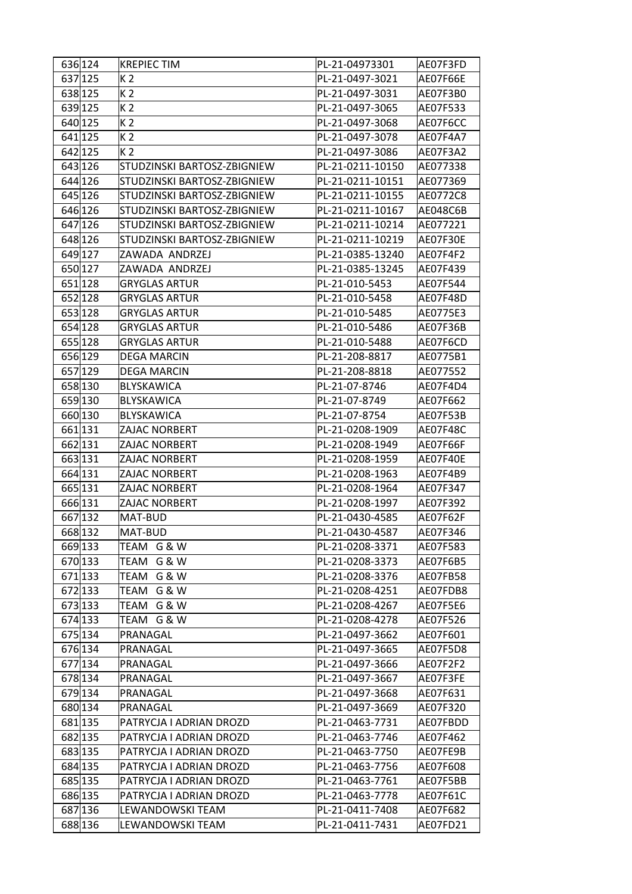| | | | | |
|---|---|---|---|---|
| 636 | 124 | KREPIEC TIM | PL-21-04973301 | AE07F3FD |
| 637 | 125 | K 2 | PL-21-0497-3021 | AE07F66E |
| 638 | 125 | K 2 | PL-21-0497-3031 | AE07F3B0 |
| 639 | 125 | K 2 | PL-21-0497-3065 | AE07F533 |
| 640 | 125 | K 2 | PL-21-0497-3068 | AE07F6CC |
| 641 | 125 | K 2 | PL-21-0497-3078 | AE07F4A7 |
| 642 | 125 | K 2 | PL-21-0497-3086 | AE07F3A2 |
| 643 | 126 | STUDZINSKI BARTOSZ-ZBIGNIEW | PL-21-0211-10150 | AE077338 |
| 644 | 126 | STUDZINSKI BARTOSZ-ZBIGNIEW | PL-21-0211-10151 | AE077369 |
| 645 | 126 | STUDZINSKI BARTOSZ-ZBIGNIEW | PL-21-0211-10155 | AE0772C8 |
| 646 | 126 | STUDZINSKI BARTOSZ-ZBIGNIEW | PL-21-0211-10167 | AE048C6B |
| 647 | 126 | STUDZINSKI BARTOSZ-ZBIGNIEW | PL-21-0211-10214 | AE077221 |
| 648 | 126 | STUDZINSKI BARTOSZ-ZBIGNIEW | PL-21-0211-10219 | AE07F30E |
| 649 | 127 | ZAWADA ANDRZEJ | PL-21-0385-13240 | AE07F4F2 |
| 650 | 127 | ZAWADA ANDRZEJ | PL-21-0385-13245 | AE07F439 |
| 651 | 128 | GRYGLAS ARTUR | PL-21-010-5453 | AE07F544 |
| 652 | 128 | GRYGLAS ARTUR | PL-21-010-5458 | AE07F48D |
| 653 | 128 | GRYGLAS ARTUR | PL-21-010-5485 | AE0775E3 |
| 654 | 128 | GRYGLAS ARTUR | PL-21-010-5486 | AE07F36B |
| 655 | 128 | GRYGLAS ARTUR | PL-21-010-5488 | AE07F6CD |
| 656 | 129 | DEGA MARCIN | PL-21-208-8817 | AE0775B1 |
| 657 | 129 | DEGA MARCIN | PL-21-208-8818 | AE077552 |
| 658 | 130 | BLYSKAWICA | PL-21-07-8746 | AE07F4D4 |
| 659 | 130 | BLYSKAWICA | PL-21-07-8749 | AE07F662 |
| 660 | 130 | BLYSKAWICA | PL-21-07-8754 | AE07F53B |
| 661 | 131 | ZAJAC NORBERT | PL-21-0208-1909 | AE07F48C |
| 662 | 131 | ZAJAC NORBERT | PL-21-0208-1949 | AE07F66F |
| 663 | 131 | ZAJAC NORBERT | PL-21-0208-1959 | AE07F40E |
| 664 | 131 | ZAJAC NORBERT | PL-21-0208-1963 | AE07F4B9 |
| 665 | 131 | ZAJAC NORBERT | PL-21-0208-1964 | AE07F347 |
| 666 | 131 | ZAJAC NORBERT | PL-21-0208-1997 | AE07F392 |
| 667 | 132 | MAT-BUD | PL-21-0430-4585 | AE07F62F |
| 668 | 132 | MAT-BUD | PL-21-0430-4587 | AE07F346 |
| 669 | 133 | TEAM G & W | PL-21-0208-3371 | AE07F583 |
| 670 | 133 | TEAM G & W | PL-21-0208-3373 | AE07F6B5 |
| 671 | 133 | TEAM G & W | PL-21-0208-3376 | AE07FB58 |
| 672 | 133 | TEAM G & W | PL-21-0208-4251 | AE07FDB8 |
| 673 | 133 | TEAM G & W | PL-21-0208-4267 | AE07F5E6 |
| 674 | 133 | TEAM G & W | PL-21-0208-4278 | AE07F526 |
| 675 | 134 | PRANAGAL | PL-21-0497-3662 | AE07F601 |
| 676 | 134 | PRANAGAL | PL-21-0497-3665 | AE07F5D8 |
| 677 | 134 | PRANAGAL | PL-21-0497-3666 | AE07F2F2 |
| 678 | 134 | PRANAGAL | PL-21-0497-3667 | AE07F3FE |
| 679 | 134 | PRANAGAL | PL-21-0497-3668 | AE07F631 |
| 680 | 134 | PRANAGAL | PL-21-0497-3669 | AE07F320 |
| 681 | 135 | PATRYCJA I ADRIAN DROZD | PL-21-0463-7731 | AE07FBDD |
| 682 | 135 | PATRYCJA I ADRIAN DROZD | PL-21-0463-7746 | AE07F462 |
| 683 | 135 | PATRYCJA I ADRIAN DROZD | PL-21-0463-7750 | AE07FE9B |
| 684 | 135 | PATRYCJA I ADRIAN DROZD | PL-21-0463-7756 | AE07F608 |
| 685 | 135 | PATRYCJA I ADRIAN DROZD | PL-21-0463-7761 | AE07F5BB |
| 686 | 135 | PATRYCJA I ADRIAN DROZD | PL-21-0463-7778 | AE07F61C |
| 687 | 136 | LEWANDOWSKI TEAM | PL-21-0411-7408 | AE07F682 |
| 688 | 136 | LEWANDOWSKI TEAM | PL-21-0411-7431 | AE07FD21 |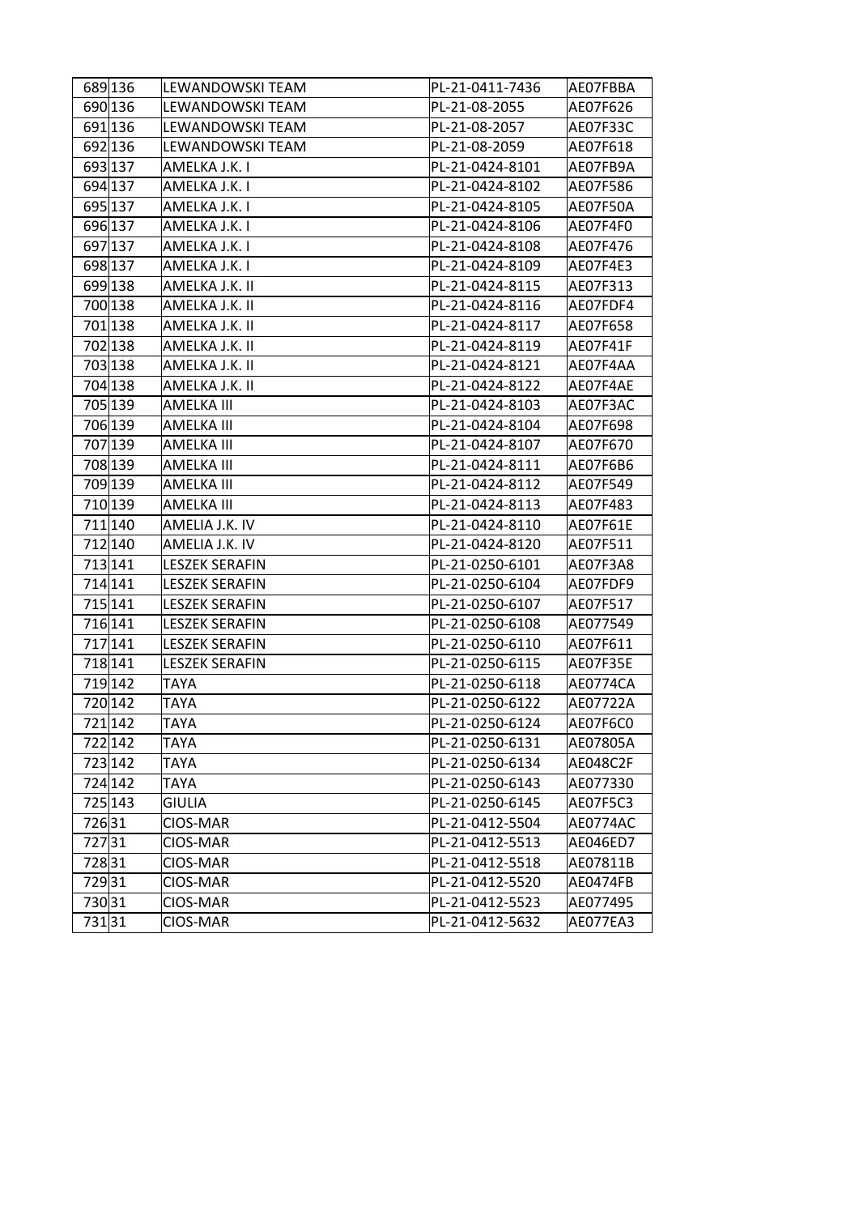| | | | | |
|---|---|---|---|---|
| 689 | 136 | LEWANDOWSKI TEAM | PL-21-0411-7436 | AE07FBBA |
| 690 | 136 | LEWANDOWSKI TEAM | PL-21-08-2055 | AE07F626 |
| 691 | 136 | LEWANDOWSKI TEAM | PL-21-08-2057 | AE07F33C |
| 692 | 136 | LEWANDOWSKI TEAM | PL-21-08-2059 | AE07F618 |
| 693 | 137 | AMELKA J.K. I | PL-21-0424-8101 | AE07FB9A |
| 694 | 137 | AMELKA J.K. I | PL-21-0424-8102 | AE07F586 |
| 695 | 137 | AMELKA J.K. I | PL-21-0424-8105 | AE07F50A |
| 696 | 137 | AMELKA J.K. I | PL-21-0424-8106 | AE07F4F0 |
| 697 | 137 | AMELKA J.K. I | PL-21-0424-8108 | AE07F476 |
| 698 | 137 | AMELKA J.K. I | PL-21-0424-8109 | AE07F4E3 |
| 699 | 138 | AMELKA J.K. II | PL-21-0424-8115 | AE07F313 |
| 700 | 138 | AMELKA J.K. II | PL-21-0424-8116 | AE07FDF4 |
| 701 | 138 | AMELKA J.K. II | PL-21-0424-8117 | AE07F658 |
| 702 | 138 | AMELKA J.K. II | PL-21-0424-8119 | AE07F41F |
| 703 | 138 | AMELKA J.K. II | PL-21-0424-8121 | AE07F4AA |
| 704 | 138 | AMELKA J.K. II | PL-21-0424-8122 | AE07F4AE |
| 705 | 139 | AMELKA III | PL-21-0424-8103 | AE07F3AC |
| 706 | 139 | AMELKA III | PL-21-0424-8104 | AE07F698 |
| 707 | 139 | AMELKA III | PL-21-0424-8107 | AE07F670 |
| 708 | 139 | AMELKA III | PL-21-0424-8111 | AE07F6B6 |
| 709 | 139 | AMELKA III | PL-21-0424-8112 | AE07F549 |
| 710 | 139 | AMELKA III | PL-21-0424-8113 | AE07F483 |
| 711 | 140 | AMELIA J.K. IV | PL-21-0424-8110 | AE07F61E |
| 712 | 140 | AMELIA J.K. IV | PL-21-0424-8120 | AE07F511 |
| 713 | 141 | LESZEK SERAFIN | PL-21-0250-6101 | AE07F3A8 |
| 714 | 141 | LESZEK SERAFIN | PL-21-0250-6104 | AE07FDF9 |
| 715 | 141 | LESZEK SERAFIN | PL-21-0250-6107 | AE07F517 |
| 716 | 141 | LESZEK SERAFIN | PL-21-0250-6108 | AE077549 |
| 717 | 141 | LESZEK SERAFIN | PL-21-0250-6110 | AE07F611 |
| 718 | 141 | LESZEK SERAFIN | PL-21-0250-6115 | AE07F35E |
| 719 | 142 | TAYA | PL-21-0250-6118 | AE0774CA |
| 720 | 142 | TAYA | PL-21-0250-6122 | AE07722A |
| 721 | 142 | TAYA | PL-21-0250-6124 | AE07F6C0 |
| 722 | 142 | TAYA | PL-21-0250-6131 | AE07805A |
| 723 | 142 | TAYA | PL-21-0250-6134 | AE048C2F |
| 724 | 142 | TAYA | PL-21-0250-6143 | AE077330 |
| 725 | 143 | GIULIA | PL-21-0250-6145 | AE07F5C3 |
| 726 | 31 | CIOS-MAR | PL-21-0412-5504 | AE0774AC |
| 727 | 31 | CIOS-MAR | PL-21-0412-5513 | AE046ED7 |
| 728 | 31 | CIOS-MAR | PL-21-0412-5518 | AE07811B |
| 729 | 31 | CIOS-MAR | PL-21-0412-5520 | AE0474FB |
| 730 | 31 | CIOS-MAR | PL-21-0412-5523 | AE077495 |
| 731 | 31 | CIOS-MAR | PL-21-0412-5632 | AE077EA3 |